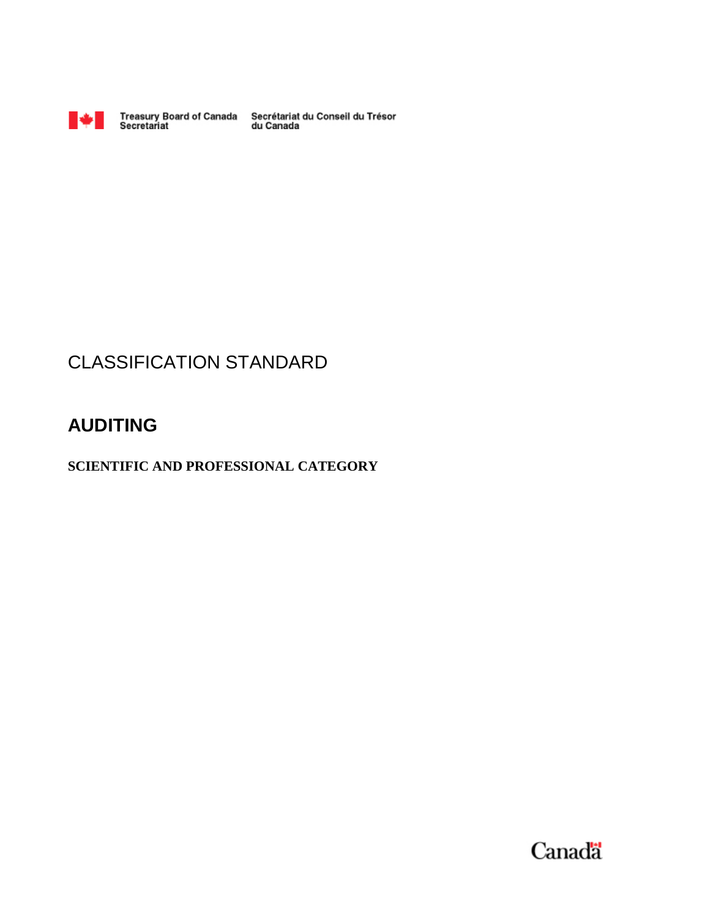Treasury Board of Canada Secretariat | Secrétariat du Conseil du Trésor du Canada

# CLASSIFICATION STANDARD

## AUDITING

### SCIENTIFIC AND PROFESSIONAL CATEGORY

Canada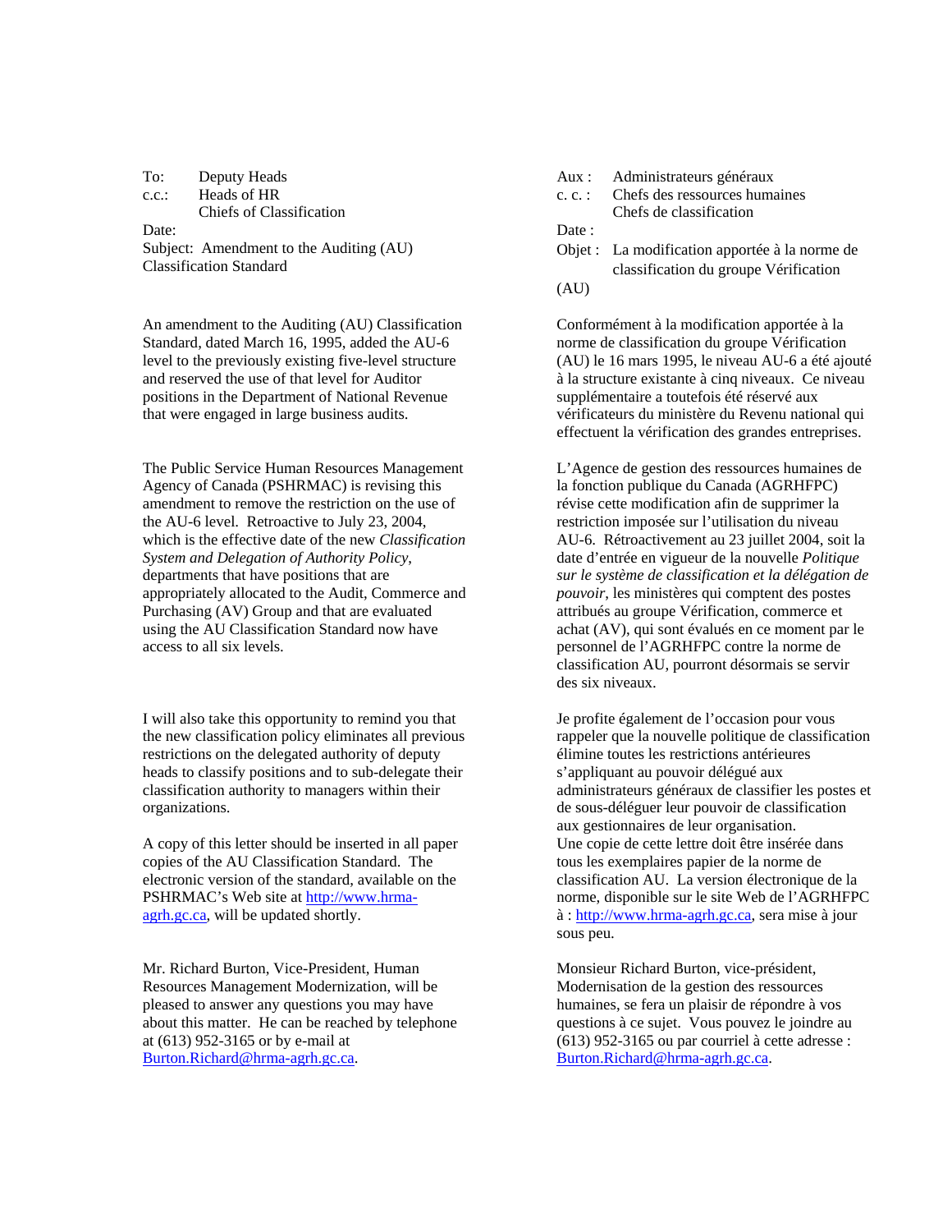To: Deputy Heads
c.c.: Heads of HR
Chiefs of Classification
Date:
Subject: Amendment to the Auditing (AU) Classification Standard

An amendment to the Auditing (AU) Classification Standard, dated March 16, 1995, added the AU-6 level to the previously existing five-level structure and reserved the use of that level for Auditor positions in the Department of National Revenue that were engaged in large business audits.

The Public Service Human Resources Management Agency of Canada (PSHRMAC) is revising this amendment to remove the restriction on the use of the AU-6 level. Retroactive to July 23, 2004, which is the effective date of the new *Classification System and Delegation of Authority Policy*, departments that have positions that are appropriately allocated to the Audit, Commerce and Purchasing (AV) Group and that are evaluated using the AU Classification Standard now have access to all six levels.

I will also take this opportunity to remind you that the new classification policy eliminates all previous restrictions on the delegated authority of deputy heads to classify positions and to sub-delegate their classification authority to managers within their organizations.

A copy of this letter should be inserted in all paper copies of the AU Classification Standard. The electronic version of the standard, available on the PSHRMAC's Web site at http://www.hrma-agrh.gc.ca, will be updated shortly.

Mr. Richard Burton, Vice-President, Human Resources Management Modernization, will be pleased to answer any questions you may have about this matter. He can be reached by telephone at (613) 952-3165 or by e-mail at Burton.Richard@hrma-agrh.gc.ca.

Aux : Administrateurs généraux
c. c. : Chefs des ressources humaines
Chefs de classification
Date :
Objet : La modification apportée à la norme de classification du groupe Vérification (AU)

Conformément à la modification apportée à la norme de classification du groupe Vérification (AU) le 16 mars 1995, le niveau AU-6 a été ajouté à la structure existante à cinq niveaux. Ce niveau supplémentaire a toutefois été réservé aux vérificateurs du ministère du Revenu national qui effectuent la vérification des grandes entreprises.

L'Agence de gestion des ressources humaines de la fonction publique du Canada (AGRHFPC) révise cette modification afin de supprimer la restriction imposée sur l'utilisation du niveau AU-6. Rétroactivement au 23 juillet 2004, soit la date d'entrée en vigueur de la nouvelle *Politique sur le système de classification et la délégation de pouvoir*, les ministères qui comptent des postes attribués au groupe Vérification, commerce et achat (AV), qui sont évalués en ce moment par le personnel de l'AGRHFPC contre la norme de classification AU, pourront désormais se servir des six niveaux.

Je profite également de l'occasion pour vous rappeler que la nouvelle politique de classification élimine toutes les restrictions antérieures s'appliquant au pouvoir délégué aux administrateurs généraux de classifier les postes et de sous-déléguer leur pouvoir de classification aux gestionnaires de leur organisation.

Une copie de cette lettre doit être insérée dans tous les exemplaires papier de la norme de classification AU. La version électronique de la norme, disponible sur le site Web de l'AGRHFPC à : http://www.hrma-agrh.gc.ca, sera mise à jour sous peu.

Monsieur Richard Burton, vice-président, Modernisation de la gestion des ressources humaines, se fera un plaisir de répondre à vos questions à ce sujet. Vous pouvez le joindre au (613) 952-3165 ou par courriel à cette adresse : Burton.Richard@hrma-agrh.gc.ca.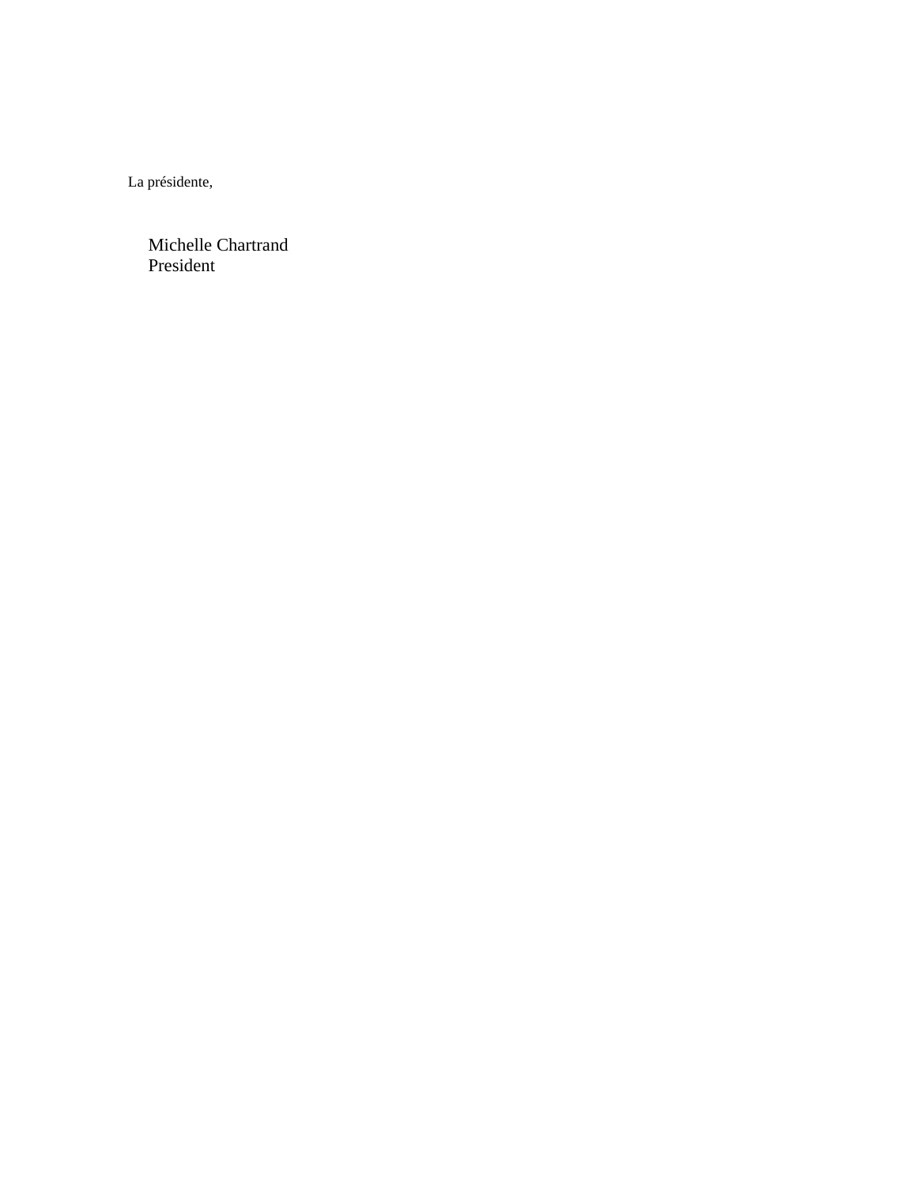La présidente,

Michelle Chartrand
President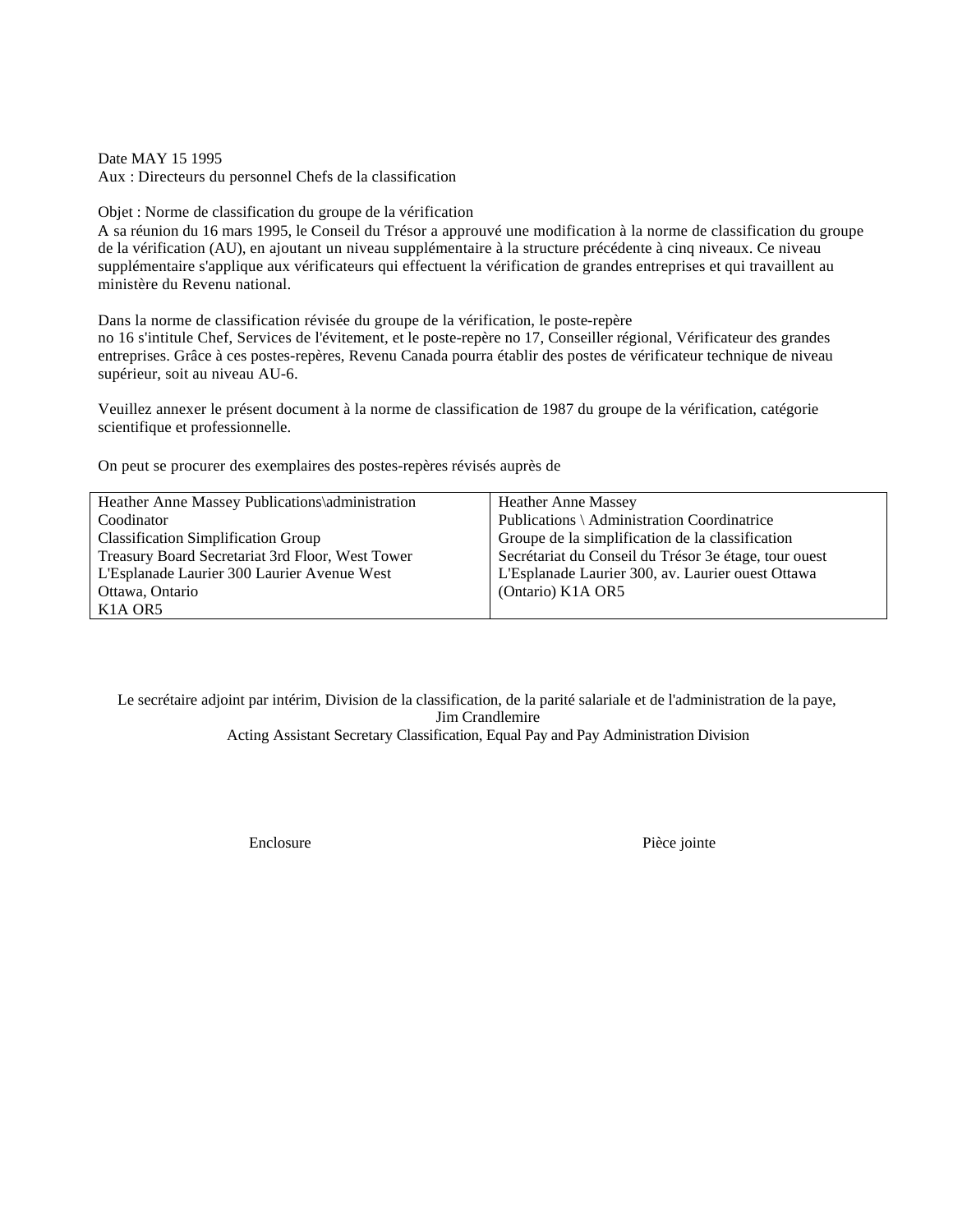Date MAY 15 1995
Aux : Directeurs du personnel Chefs de la classification

Objet : Norme de classification du groupe de la vérification
A sa réunion du 16 mars 1995, le Conseil du Trésor a approuvé une modification à la norme de classification du groupe de la vérification (AU), en ajoutant un niveau supplémentaire à la structure précédente à cinq niveaux. Ce niveau supplémentaire s'applique aux vérificateurs qui effectuent la vérification de grandes entreprises et qui travaillent au ministère du Revenu national.

Dans la norme de classification révisée du groupe de la vérification, le poste-repère no 16 s'intitule Chef, Services de l'évitement, et le poste-repère no 17, Conseiller régional, Vérificateur des grandes entreprises. Grâce à ces postes-repères, Revenu Canada pourra établir des postes de vérificateur technique de niveau supérieur, soit au niveau AU-6.

Veuillez annexer le présent document à la norme de classification de 1987 du groupe de la vérification, catégorie scientifique et professionnelle.

On peut se procurer des exemplaires des postes-repères révisés auprès de

| | |
|---|---|
| Heather Anne Massey Publications\administration Coodinator<br>Classification Simplification Group<br>Treasury Board Secretariat 3rd Floor, West Tower<br>L'Esplanade Laurier 300 Laurier Avenue West<br>Ottawa, Ontario<br>K1A OR5 | Heather Anne Massey<br>Publications \ Administration Coordinatrice<br>Groupe de la simplification de la classification<br>Secrétariat du Conseil du Trésor 3e étage, tour ouest<br>L'Esplanade Laurier 300, av. Laurier ouest Ottawa (Ontario) K1A OR5 |

Le secrétaire adjoint par intérim, Division de la classification, de la parité salariale et de l'administration de la paye,
Jim Crandlemire
Acting Assistant Secretary Classification, Equal Pay and Pay Administration Division

Enclosure

Pièce jointe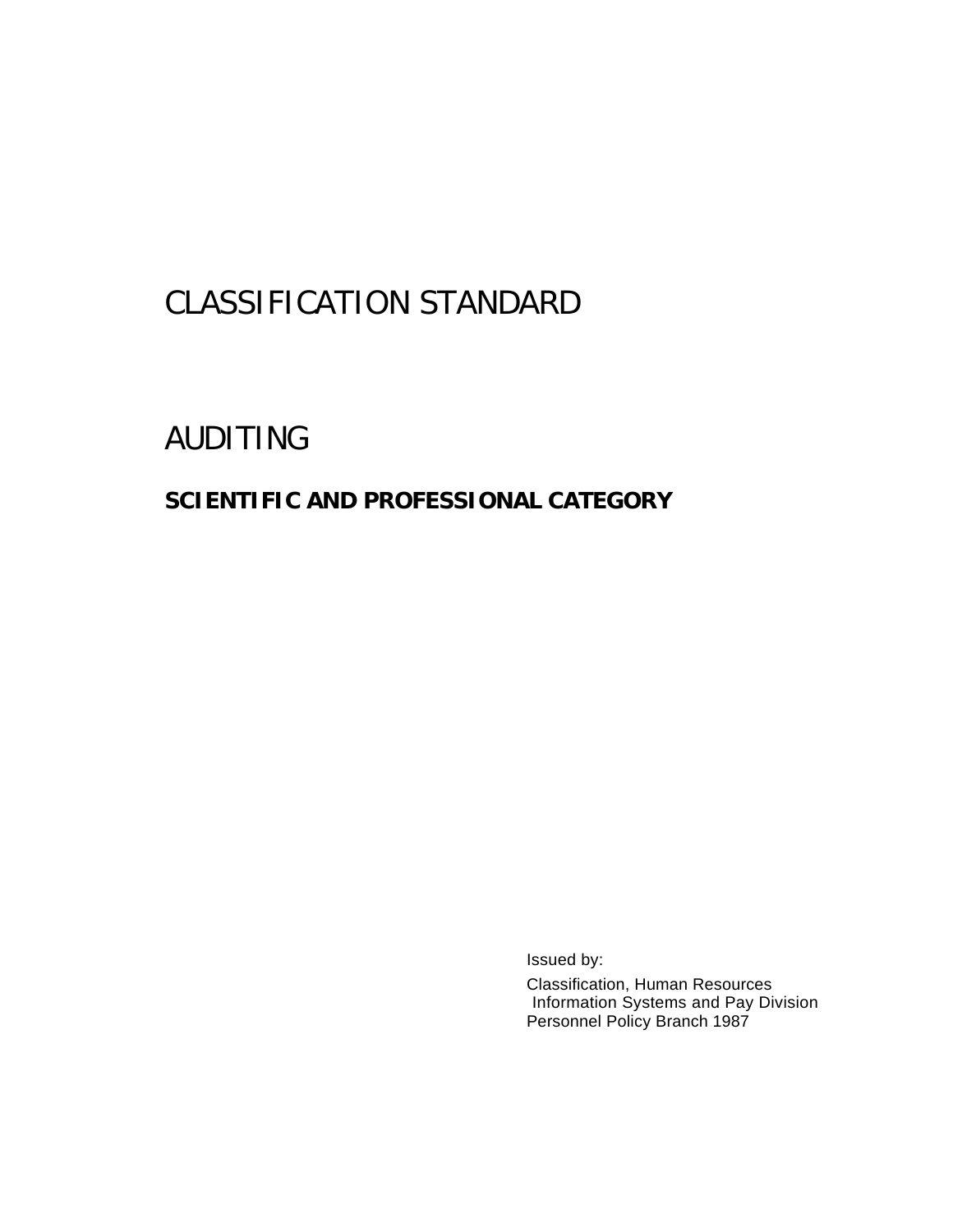# CLASSIFICATION STANDARD

# AUDITING

## SCIENTIFIC AND PROFESSIONAL CATEGORY

Issued by:

Classification, Human Resources
Information Systems and Pay Division
Personnel Policy Branch 1987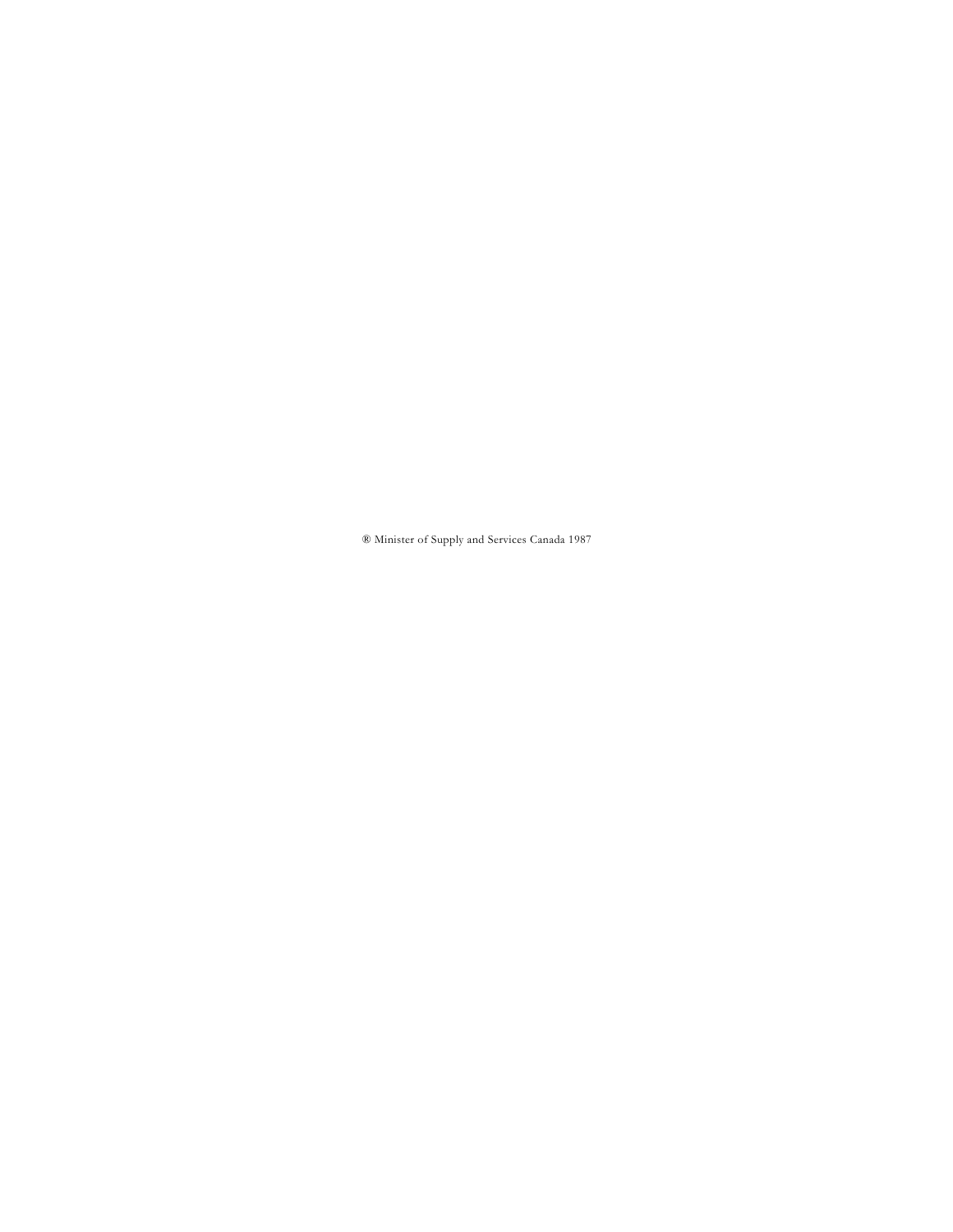® Minister of Supply and Services Canada 1987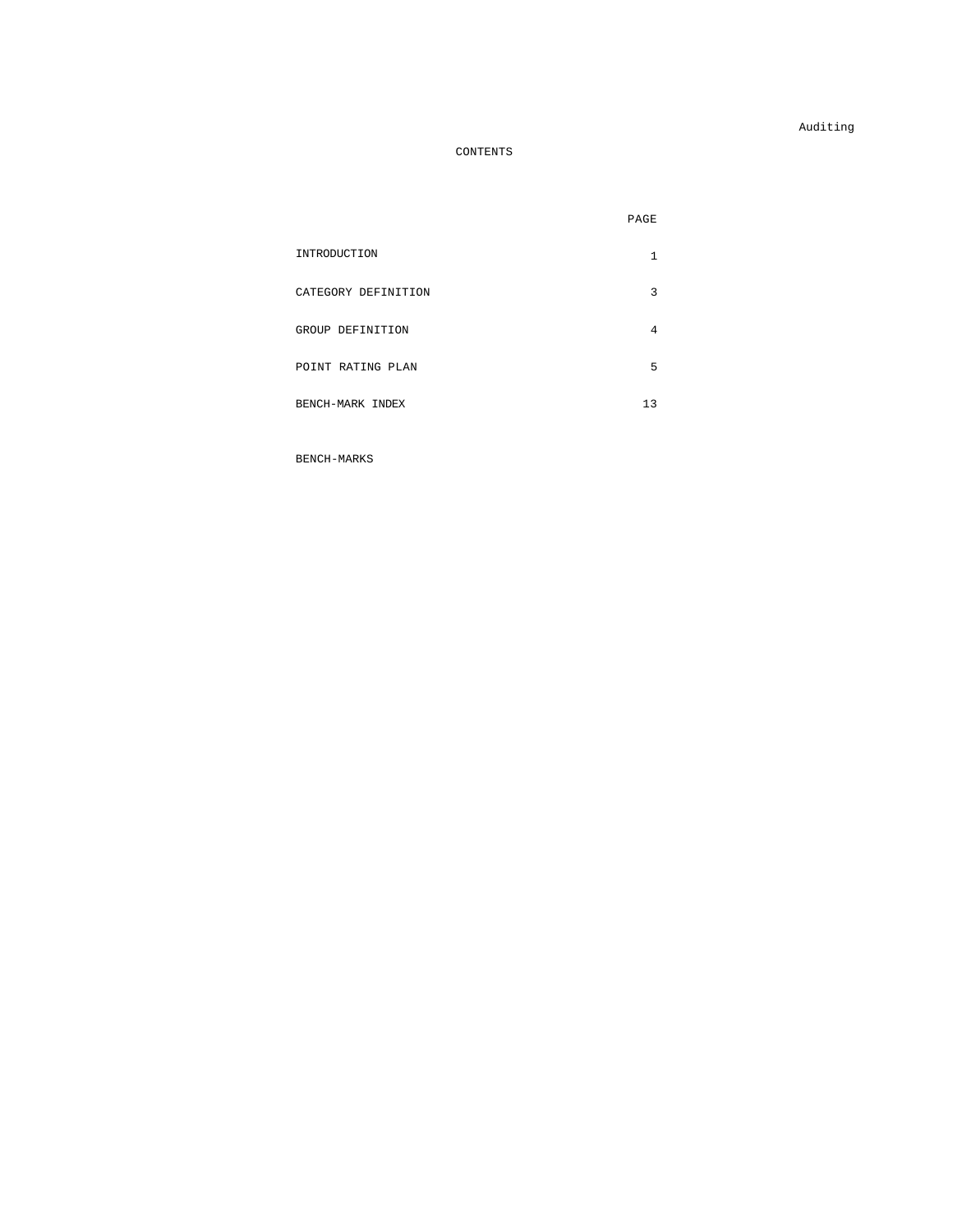# CONTENTS

| | PAGE |
|---|---|
| INTRODUCTION | 1 |
| CATEGORY DEFINITION | 3 |
| GROUP DEFINITION | 4 |
| POINT RATING PLAN | 5 |
| BENCH-MARK INDEX | 13 |

BENCH-MARKS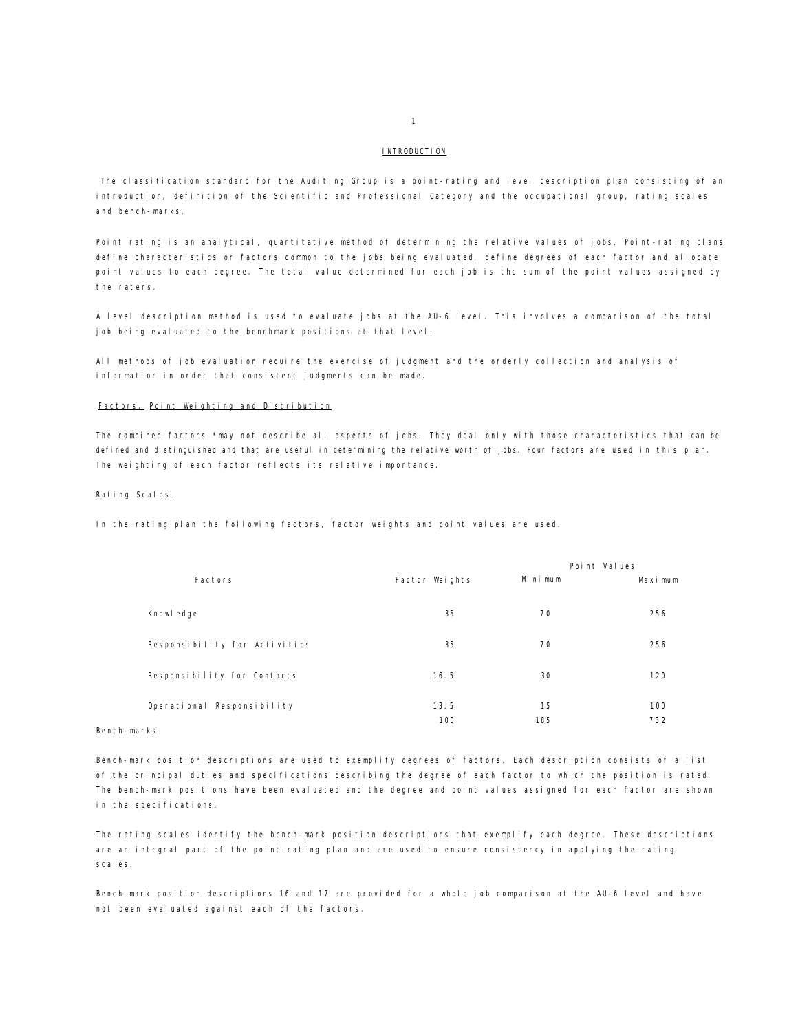## INTRODUCTION

The classification standard for the Auditing Group is a point-rating and level description plan consisting of an introduction, definition of the Scientific and Professional Category and the occupational group, rating scales and bench-marks.

Point rating is an analytical, quantitative method of determining the relative values of jobs. Point-rating plans define characteristics or factors common to the jobs being evaluated, define degrees of each factor and allocate point values to each degree. The total value determined for each job is the sum of the point values assigned by the raters.

A level description method is used to evaluate jobs at the AU-6 level. This involves a comparison of the total job being evaluated to the benchmark positions at that level.

All methods of job evaluation require the exercise of judgment and the orderly collection and analysis of information in order that consistent judgments can be made.

### Factors, Point Weighting and Distribution

The combined factors *may not describe all aspects of jobs. They deal only with those characteristics that can be defined and distinguished and that are useful in determining the relative worth of jobs. Four factors are used in this plan. The weighting of each factor reflects its relative importance.

### Rating Scales

In the rating plan the following factors, factor weights and point values are used.

| Factors | Factor Weights | Point Values | |
|---|---|---|---|
| | | Minimum | Maximum |
| Knowledge | 35 | 70 | 256 |
| Responsibility for Activities | 35 | 70 | 256 |
| Responsibility for Contacts | 16.5 | 30 | 120 |
| Operational Responsibility | 13.5 | 15 | 100 |
| | 100 | 185 | 732 |

### Bench-marks

Bench-mark position descriptions are used to exemplify degrees of factors. Each description consists of a list of the principal duties and specifications describing the degree of each factor to which the position is rated. The bench-mark positions have been evaluated and the degree and point values assigned for each factor are shown in the specifications.

The rating scales identify the bench-mark position descriptions that exemplify each degree. These descriptions are an integral part of the point-rating plan and are used to ensure consistency in applying the rating scales.

Bench-mark position descriptions 16 and 17 are provided for a whole job comparison at the AU-6 level and have not been evaluated against each of the factors.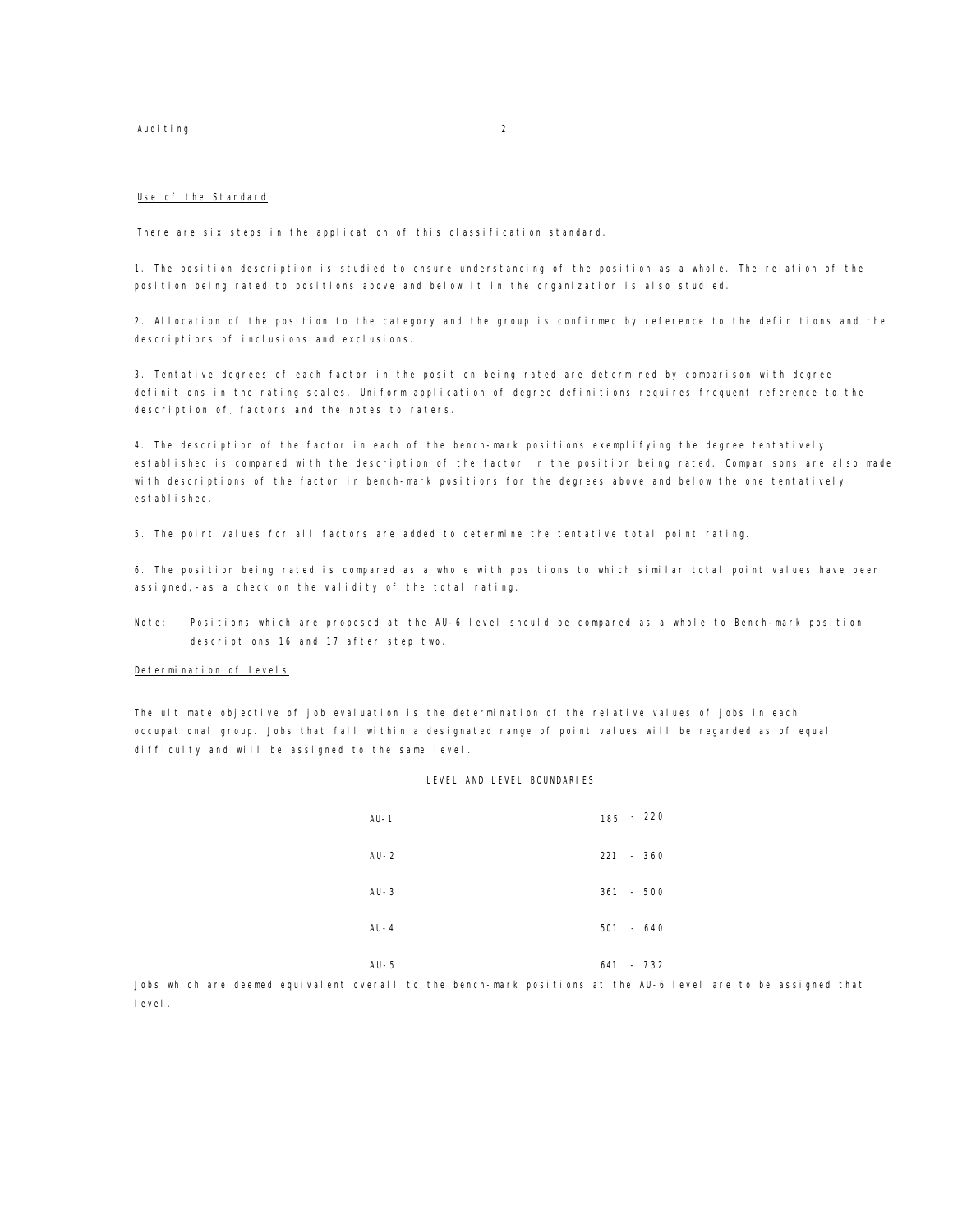## Use of the Standard

There are six steps in the application of this classification standard.

1. The position description is studied to ensure understanding of the position as a whole. The relation of the position being rated to positions above and below it in the organization is also studied.

2. Allocation of the position to the category and the group is confirmed by reference to the definitions and the descriptions of inclusions and exclusions.

3. Tentative degrees of each factor in the position being rated are determined by comparison with degree definitions in the rating scales. Uniform application of degree definitions requires frequent reference to the description of. factors and the notes to raters.

4. The description of the factor in each of the bench-mark positions exemplifying the degree tentatively established is compared with the description of the factor in the position being rated. Comparisons are also made with descriptions of the factor in bench-mark positions for the degrees above and below the one tentatively established.

5. The point values for all factors are added to determine the tentative total point rating.

6. The position being rated is compared as a whole with positions to which similar total point values have been assigned,-as a check on the validity of the total rating.

Note: Positions which are proposed at the AU-6 level should be compared as a whole to Bench-mark position descriptions 16 and 17 after step two.

## Determination of Levels

The ultimate objective of job evaluation is the determination of the relative values of jobs in each occupational group. Jobs that fall within a designated range of point values will be regarded as of equal difficulty and will be assigned to the same level.

LEVEL AND LEVEL BOUNDARIES

| Level | Boundaries |
|---|---|
| AU-1 | 185 - 220 |
| AU-2 | 221 - 360 |
| AU-3 | 361 - 500 |
| AU-4 | 501 - 640 |
| AU-5 | 641 - 732 |

Jobs which are deemed equivalent overall to the bench-mark positions at the AU-6 level are to be assigned that level.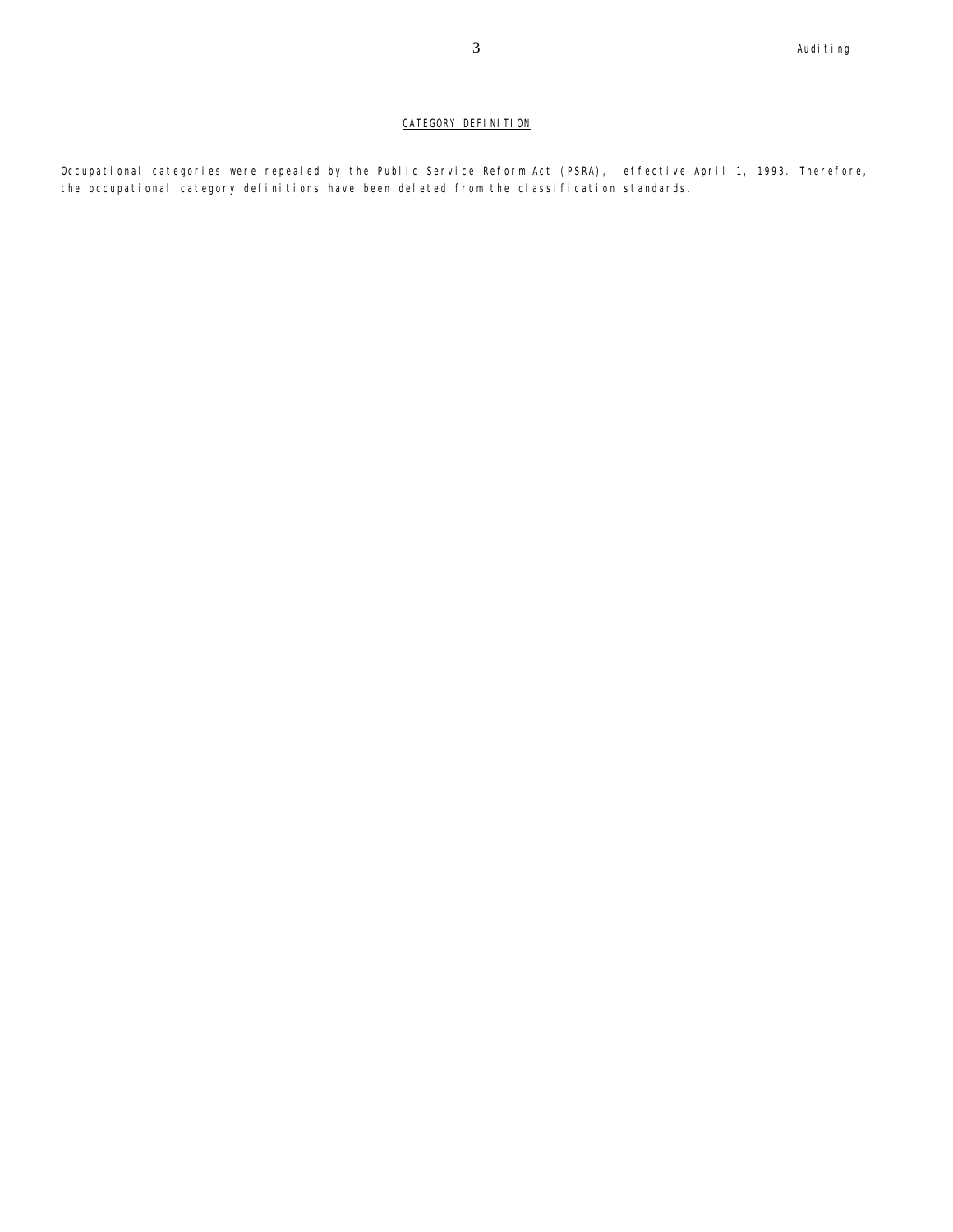## CATEGORY DEFINITION

Occupational categories were repealed by the Public Service Reform Act (PSRA), effective April 1, 1993. Therefore, the occupational category definitions have been deleted from the classification standards.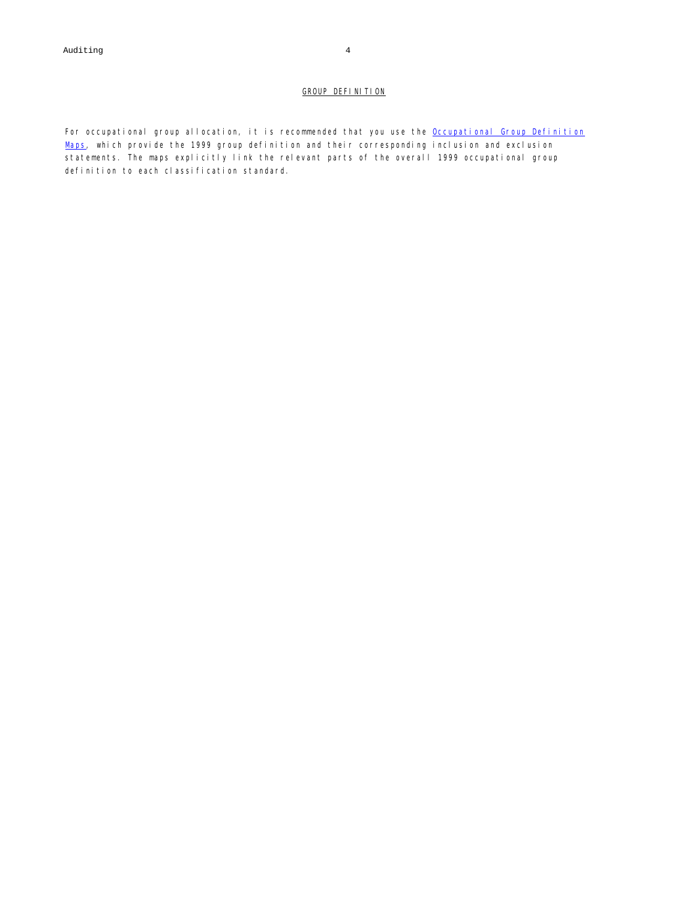## GROUP DEFINITION

For occupational group allocation, it is recommended that you use the Occupational Group Definition Maps, which provide the 1999 group definition and their corresponding inclusion and exclusion statements. The maps explicitly link the relevant parts of the overall 1999 occupational group definition to each classification standard.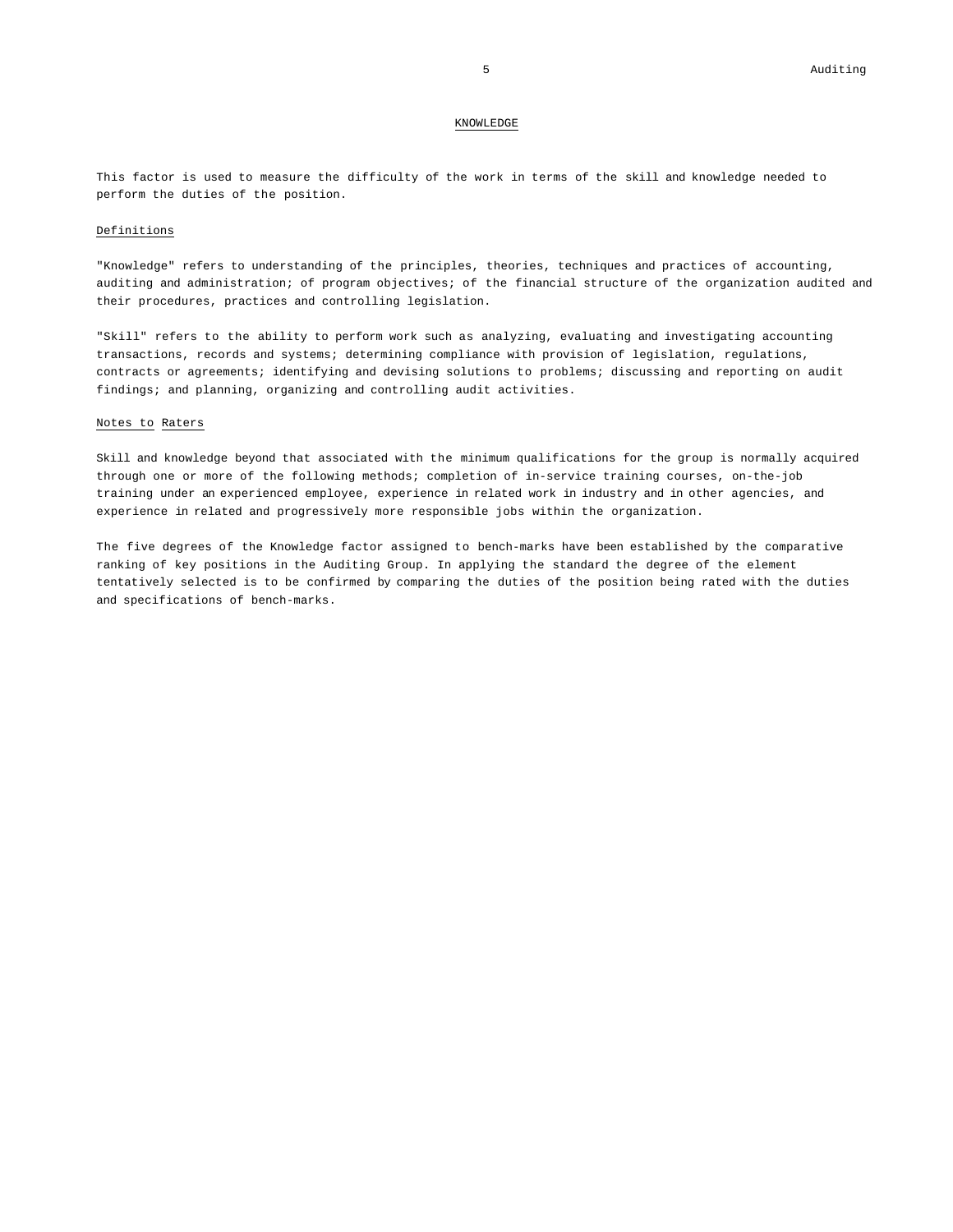## KNOWLEDGE

This factor is used to measure the difficulty of the work in terms of the skill and knowledge needed to perform the duties of the position.

### Definitions

"Knowledge" refers to understanding of the principles, theories, techniques and practices of accounting, auditing and administration; of program objectives; of the financial structure of the organization audited and their procedures, practices and controlling legislation.

"Skill" refers to the ability to perform work such as analyzing, evaluating and investigating accounting transactions, records and systems; determining compliance with provision of legislation, regulations, contracts or agreements; identifying and devising solutions to problems; discussing and reporting on audit findings; and planning, organizing and controlling audit activities.

### Notes to Raters

Skill and knowledge beyond that associated with the minimum qualifications for the group is normally acquired through one or more of the following methods; completion of in-service training courses, on-the-job training under an experienced employee, experience in related work in industry and in other agencies, and experience in related and progressively more responsible jobs within the organization.

The five degrees of the Knowledge factor assigned to bench-marks have been established by the comparative ranking of key positions in the Auditing Group. In applying the standard the degree of the element tentatively selected is to be confirmed by comparing the duties of the position being rated with the duties and specifications of bench-marks.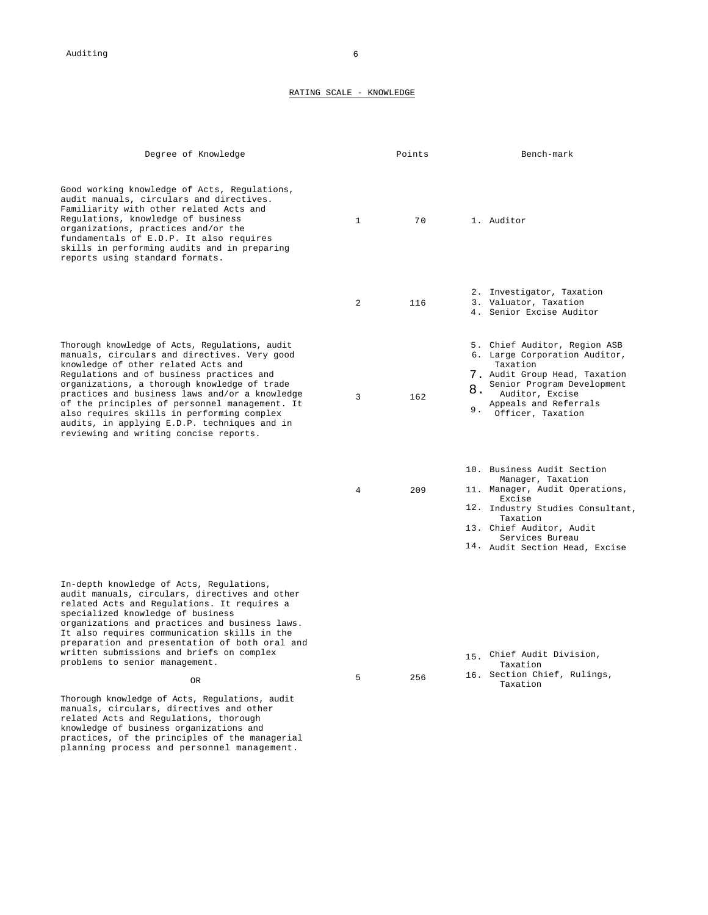## RATING SCALE - KNOWLEDGE

| Degree of Knowledge | | Points | Bench-mark |
|---|---|---|---|
| Good working knowledge of Acts, Regulations, audit manuals, circulars and directives. Familiarity with other related Acts and Regulations, knowledge of business organizations, practices and/or the fundamentals of E.D.P. It also requires skills in performing audits and in preparing reports using standard formats. | 1 | 70 | 1. Auditor |
| | 2 | 116 | 2. Investigator, Taxation<br>3. Valuator, Taxation<br>4. Senior Excise Auditor |
| Thorough knowledge of Acts, Regulations, audit manuals, circulars and directives. Very good knowledge of other related Acts and Regulations and of business practices and organizations, a thorough knowledge of trade practices and business laws and/or a knowledge of the principles of personnel management. It also requires skills in performing complex audits, in applying E.D.P. techniques and in reviewing and writing concise reports. | 3 | 162 | 5. Chief Auditor, Region ASB<br>6. Large Corporation Auditor, Taxation<br>7. Audit Group Head, Taxation<br>8. Senior Program Development Auditor, Excise<br>9. Appeals and Referrals Officer, Taxation |
| | 4 | 209 | 10. Business Audit Section Manager, Taxation<br>11. Manager, Audit Operations, Excise<br>12. Industry Studies Consultant, Taxation<br>13. Chief Auditor, Audit Services Bureau<br>14. Audit Section Head, Excise |
| In-depth knowledge of Acts, Regulations, audit manuals, circulars, directives and other related Acts and Regulations. It requires a specialized knowledge of business organizations and practices and business laws. It also requires communication skills in the preparation and presentation of both oral and written submissions and briefs on complex problems to senior management.<br><br>OR<br><br>Thorough knowledge of Acts, Regulations, audit manuals, circulars, directives and other related Acts and Regulations, thorough knowledge of business organizations and practices, of the principles of the managerial planning process and personnel management. | 5 | 256 | 15. Chief Audit Division, Taxation<br>16. Section Chief, Rulings, Taxation |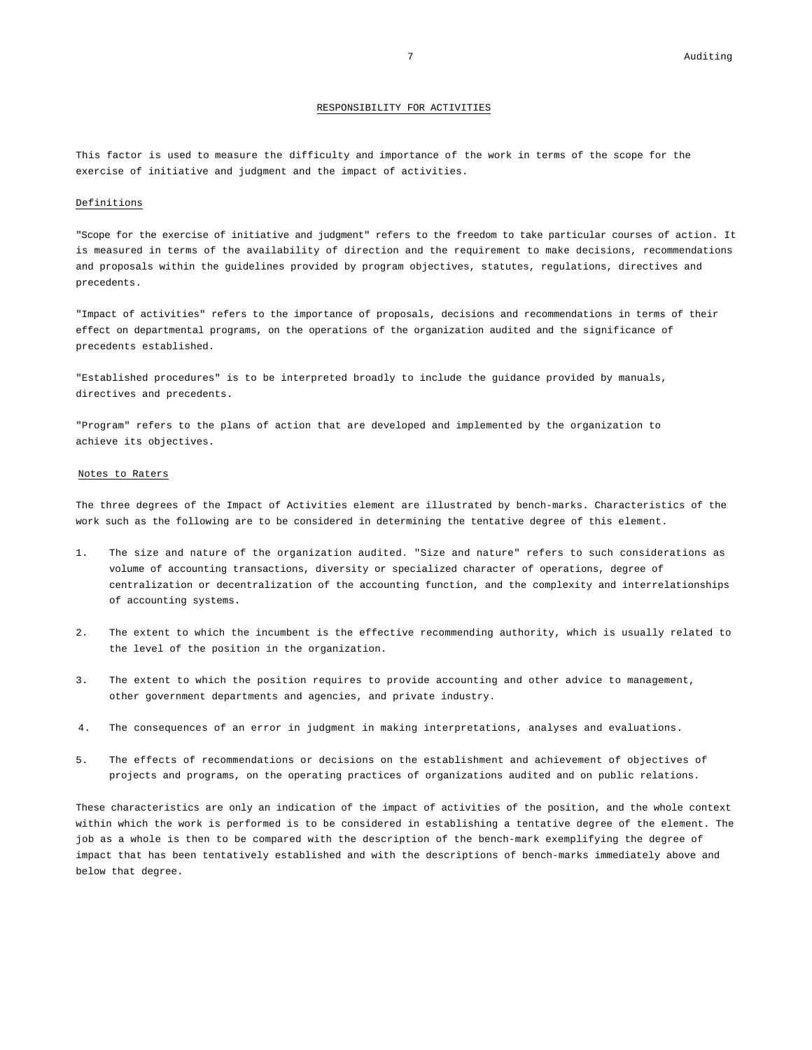## RESPONSIBILITY FOR ACTIVITIES

This factor is used to measure the difficulty and importance of the work in terms of the scope for the exercise of initiative and judgment and the impact of activities.

### Definitions

"Scope for the exercise of initiative and judgment" refers to the freedom to take particular courses of action. It is measured in terms of the availability of direction and the requirement to make decisions, recommendations and proposals within the guidelines provided by program objectives, statutes, regulations, directives and precedents.

"Impact of activities" refers to the importance of proposals, decisions and recommendations in terms of their effect on departmental programs, on the operations of the organization audited and the significance of precedents established.

"Established procedures" is to be interpreted broadly to include the guidance provided by manuals, directives and precedents.

"Program" refers to the plans of action that are developed and implemented by the organization to achieve its objectives.

### Notes to Raters

The three degrees of the Impact of Activities element are illustrated by bench-marks. Characteristics of the work such as the following are to be considered in determining the tentative degree of this element.

1. The size and nature of the organization audited. "Size and nature" refers to such considerations as volume of accounting transactions, diversity or specialized character of operations, degree of centralization or decentralization of the accounting function, and the complexity and interrelationships of accounting systems.

2. The extent to which the incumbent is the effective recommending authority, which is usually related to the level of the position in the organization.

3. The extent to which the position requires to provide accounting and other advice to management, other government departments and agencies, and private industry.

4. The consequences of an error in judgment in making interpretations, analyses and evaluations.

5. The effects of recommendations or decisions on the establishment and achievement of objectives of projects and programs, on the operating practices of organizations audited and on public relations.

These characteristics are only an indication of the impact of activities of the position, and the whole context within which the work is performed is to be considered in establishing a tentative degree of the element. The job as a whole is then to be compared with the description of the bench-mark exemplifying the degree of impact that has been tentatively established and with the descriptions of bench-marks immediately above and below that degree.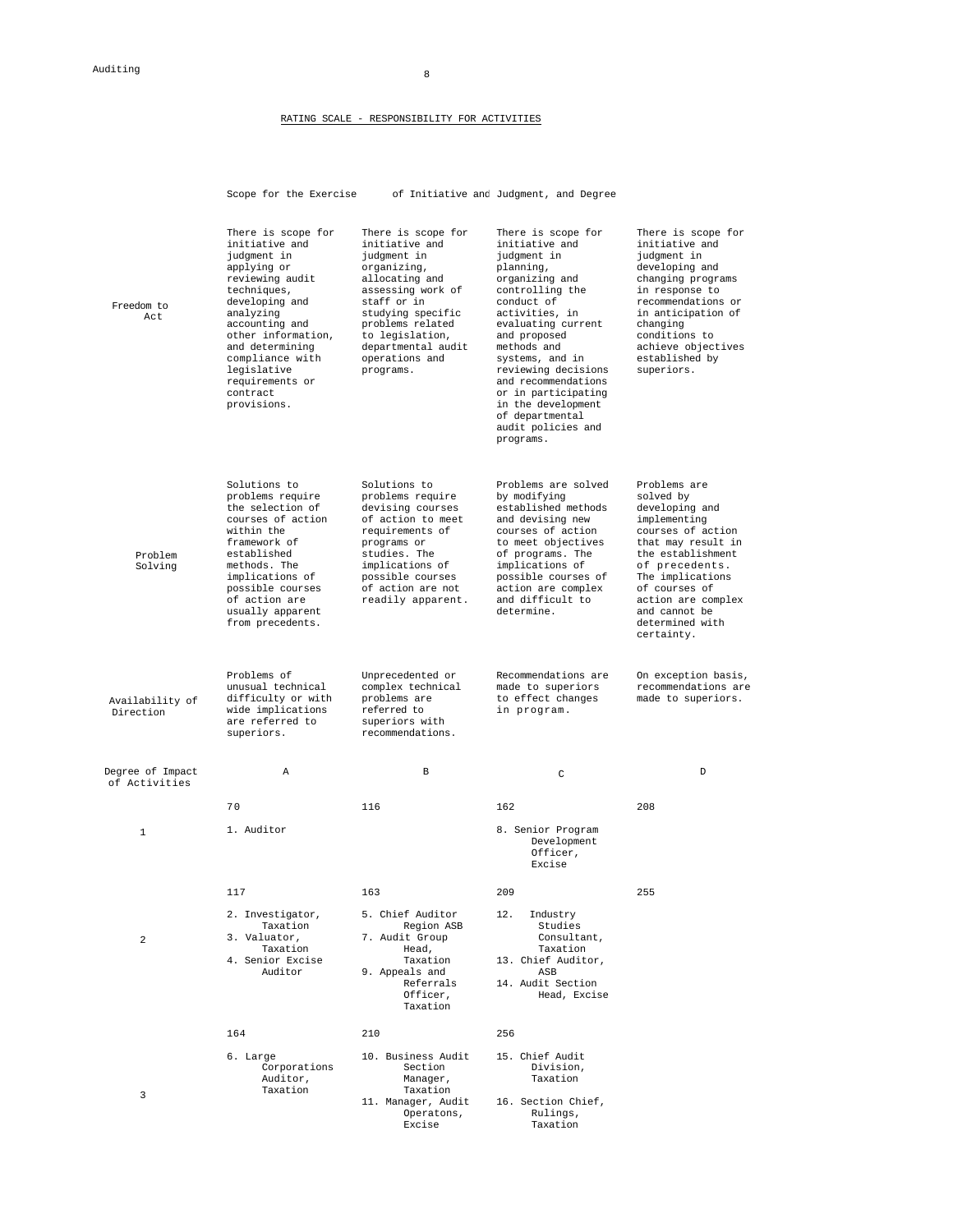## RATING SCALE - RESPONSIBILITY FOR ACTIVITIES

Scope for the Exercise of Initiative and Judgment, and Degree

| | A | B | C | D |
|---|---|---|---|---|
| Freedom to Act | There is scope for initiative and judgment in applying or reviewing audit techniques, developing and analyzing accounting and other information, and determining compliance with legislative requirements or contract provisions. | There is scope for initiative and judgment in organizing, allocating and assessing work of staff or in studying specific problems related to legislation, departmental audit operations and programs. | There is scope for initiative and judgment in planning, organizing and controlling the conduct of activities, in evaluating current and proposed methods and systems, and in reviewing decisions and recommendations or in participating in the development of departmental audit policies and programs. | There is scope for initiative and judgment in developing and changing programs in response to recommendations or in anticipation of changing conditions to achieve objectives established by superiors. |
| Problem Solving | Solutions to problems require the selection of courses of action within the framework of established methods. The implications of possible courses of action are usually apparent from precedents. | Solutions to problems require devising courses of action to meet requirements of programs or studies. The implications of possible courses of action are not readily apparent. | Problems are solved by modifying established methods and devising new courses of action to meet objectives of programs. The implications of possible courses of action are complex and difficult to determine. | Problems are solved by developing and implementing courses of action that may result in the establishment of precedents. The implications of courses of action are complex and cannot be determined with certainty. |
| Availability of Direction | Problems of unusual technical difficulty or with wide implications are referred to superiors. | Unprecedented or complex technical problems are referred to superiors with recommendations. | Recommendations are made to superiors to effect changes in program. | On exception basis, recommendations are made to superiors. |
| **Degree of Impact of Activities** | **A** | **B** | **C** | **D** |
| 1 | 70<br>1. Auditor | 116 | 162<br>8. Senior Program Development Officer, Excise | 208 |
| 2 | 117<br>2. Investigator, Taxation<br>3. Valuator, Taxation<br>4. Senior Excise Auditor | 163<br>5. Chief Auditor Region ASB<br>7. Audit Group Head, Taxation<br>9. Appeals and Referrals Officer, Taxation | 209<br>12. Industry Studies Consultant, Taxation<br>13. Chief Auditor, ASB<br>14. Audit Section Head, Excise | 255 |
| 3 | 164<br>6. Large Corporations Auditor, Taxation | 210<br>10. Business Audit Section Manager, Taxation<br>11. Manager, Audit Operatons, Excise | 256<br>15. Chief Audit Division, Taxation<br>16. Section Chief, Rulings, Taxation | |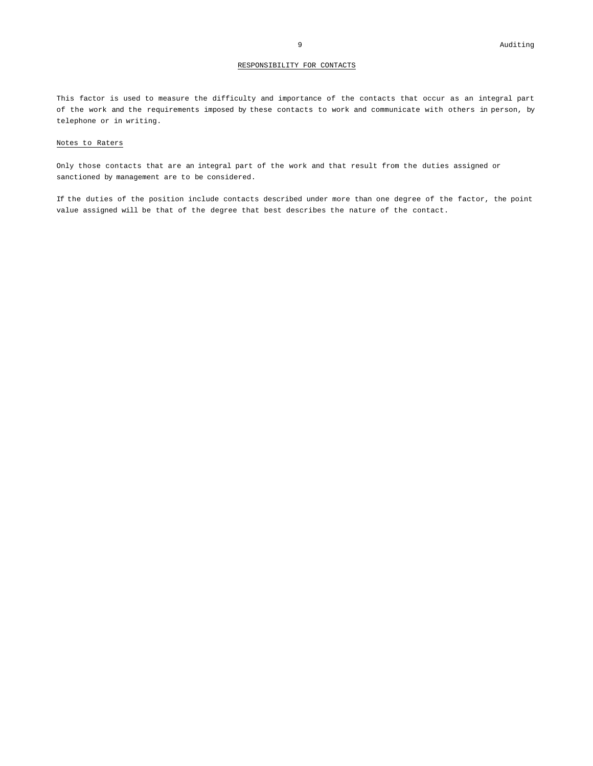## RESPONSIBILITY FOR CONTACTS

This factor is used to measure the difficulty and importance of the contacts that occur as an integral part of the work and the requirements imposed by these contacts to work and communicate with others in person, by telephone or in writing.

### Notes to Raters

Only those contacts that are an integral part of the work and that result from the duties assigned or sanctioned by management are to be considered.

If the duties of the position include contacts described under more than one degree of the factor, the point value assigned will be that of the degree that best describes the nature of the contact.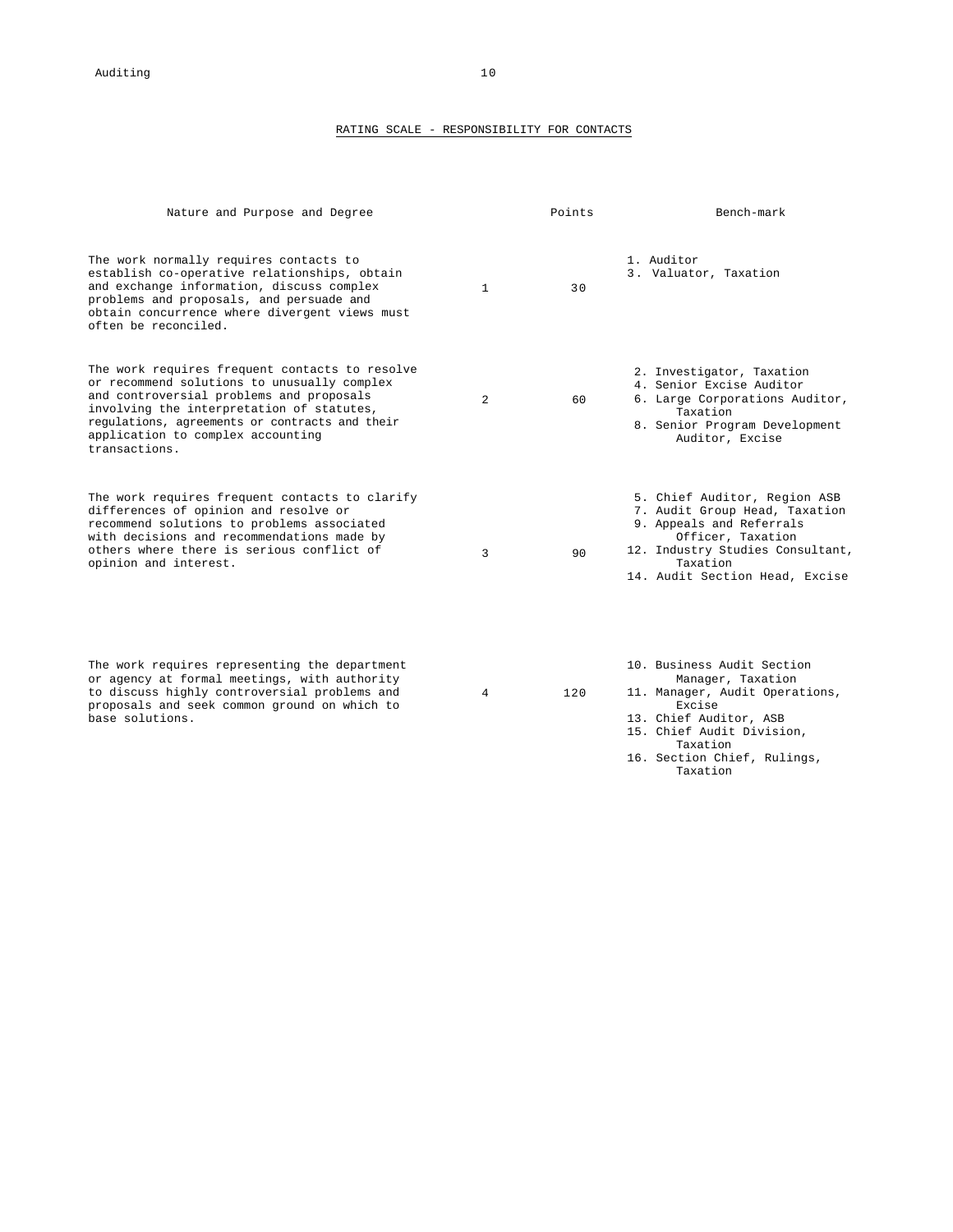## RATING SCALE - RESPONSIBILITY FOR CONTACTS

| Nature and Purpose and Degree | | Points | Bench-mark |
|---|---|---|---|
| The work normally requires contacts to establish co-operative relationships, obtain and exchange information, discuss complex problems and proposals, and persuade and obtain concurrence where divergent views must often be reconciled. | 1 | 30 | 1. Auditor<br>3. Valuator, Taxation |
| The work requires frequent contacts to resolve or recommend solutions to unusually complex and controversial problems and proposals involving the interpretation of statutes, regulations, agreements or contracts and their application to complex accounting transactions. | 2 | 60 | 2. Investigator, Taxation<br>4. Senior Excise Auditor<br>6. Large Corporations Auditor, Taxation<br>8. Senior Program Development Auditor, Excise |
| The work requires frequent contacts to clarify differences of opinion and resolve or recommend solutions to problems associated with decisions and recommendations made by others where there is serious conflict of opinion and interest. | 3 | 90 | 5. Chief Auditor, Region ASB<br>7. Audit Group Head, Taxation<br>9. Appeals and Referrals Officer, Taxation<br>12. Industry Studies Consultant, Taxation<br>14. Audit Section Head, Excise |
| The work requires representing the department or agency at formal meetings, with authority to discuss highly controversial problems and proposals and seek common ground on which to base solutions. | 4 | 120 | 10. Business Audit Section Manager, Taxation<br>11. Manager, Audit Operations, Excise<br>13. Chief Auditor, ASB<br>15. Chief Audit Division, Taxation<br>16. Section Chief, Rulings, Taxation |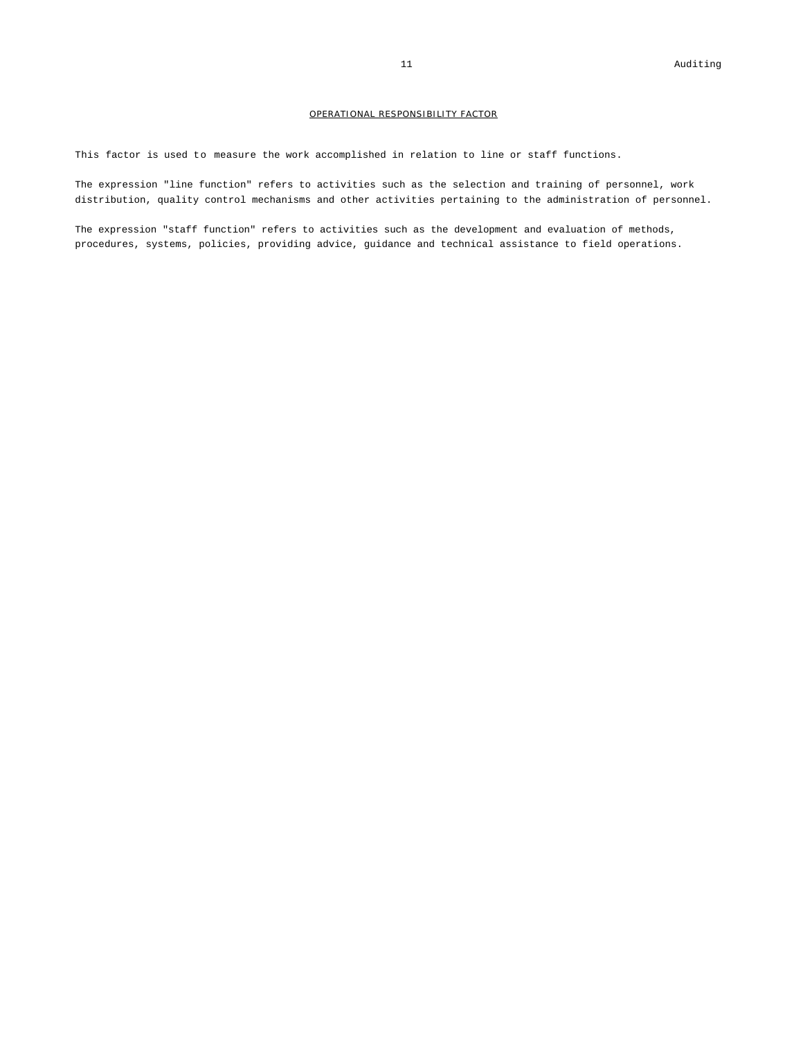## OPERATIONAL RESPONSIBILITY FACTOR

This factor is used to measure the work accomplished in relation to line or staff functions.

The expression "line function" refers to activities such as the selection and training of personnel, work distribution, quality control mechanisms and other activities pertaining to the administration of personnel.

The expression "staff function" refers to activities such as the development and evaluation of methods, procedures, systems, policies, providing advice, guidance and technical assistance to field operations.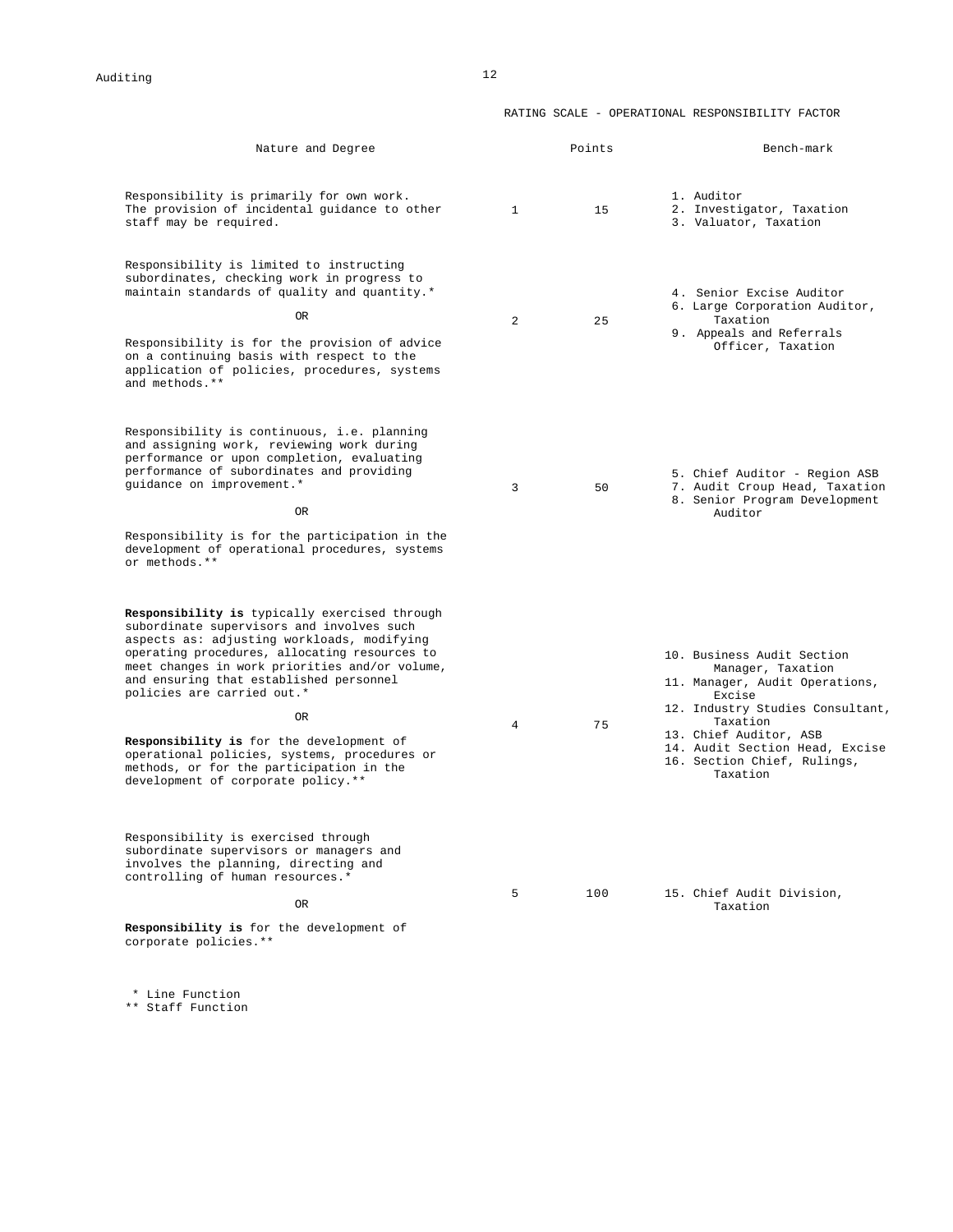## RATING SCALE - OPERATIONAL RESPONSIBILITY FACTOR

| Nature and Degree | | Points | Bench-mark |
|---|---|---|---|
| Responsibility is primarily for own work. The provision of incidental guidance to other staff may be required. | 1 | 15 | 1. Auditor<br>2. Investigator, Taxation<br>3. Valuator, Taxation |
| Responsibility is limited to instructing subordinates, checking work in progress to maintain standards of quality and quantity.*<br><br>OR<br><br>Responsibility is for the provision of advice on a continuing basis with respect to the application of policies, procedures, systems and methods.** | 2 | 25 | 4. Senior Excise Auditor<br>6. Large Corporation Auditor, Taxation<br>9. Appeals and Referrals Officer, Taxation |
| Responsibility is continuous, i.e. planning and assigning work, reviewing work during performance or upon completion, evaluating performance of subordinates and providing guidance on improvement.*<br><br>OR<br><br>Responsibility is for the participation in the development of operational procedures, systems or methods.** | 3 | 50 | 5. Chief Auditor - Region ASB<br>7. Audit Croup Head, Taxation<br>8. Senior Program Development Auditor |
| **Responsibility is** typically exercised through subordinate supervisors and involves such aspects as: adjusting workloads, modifying operating procedures, allocating resources to meet changes in work priorities and/or volume, and ensuring that established personnel policies are carried out.*<br><br>OR<br><br>**Responsibility is** for the development of operational policies, systems, procedures or methods, or for the participation in the development of corporate policy.** | 4 | 75 | 10. Business Audit Section Manager, Taxation<br>11. Manager, Audit Operations, Excise<br>12. Industry Studies Consultant, Taxation<br>13. Chief Auditor, ASB<br>14. Audit Section Head, Excise<br>16. Section Chief, Rulings, Taxation |
| Responsibility is exercised through subordinate supervisors or managers and involves the planning, directing and controlling of human resources.*<br><br>OR<br><br>**Responsibility is** for the development of corporate policies.** | 5 | 100 | 15. Chief Audit Division, Taxation |

\* Line Function
\** Staff Function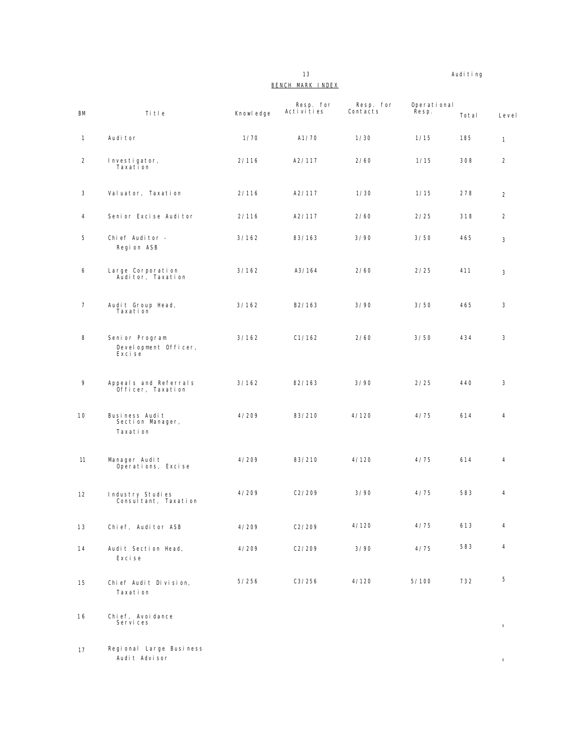## BENCH MARK INDEX

| BM | Title | Knowledge | Resp. for Activities | Resp. for Contacts | Operational Resp. | Total | Level |
|---|---|---|---|---|---|---|---|
| 1 | Auditor | 1/70 | A1/70 | 1/30 | 1/15 | 185 | 1 |
| 2 | Investigator, Taxation | 2/116 | A2/117 | 2/60 | 1/15 | 308 | 2 |
| 3 | Valuator, Taxation | 2/116 | A2/117 | 1/30 | 1/15 | 278 | 2 |
| 4 | Senior Excise Auditor | 2/116 | A2/117 | 2/60 | 2/25 | 318 | 2 |
| 5 | Chief Auditor - Region ASB | 3/162 | 83/163 | 3/90 | 3/50 | 465 | 3 |
| 6 | Large Corporation Auditor, Taxation | 3/162 | A3/164 | 2/60 | 2/25 | 411 | 3 |
| 7 | Audit Group Head, Taxation | 3/162 | B2/163 | 3/90 | 3/50 | 465 | 3 |
| 8 | Senior Program Development Officer, Excise | 3/162 | C1/162 | 2/60 | 3/50 | 434 | 3 |
| 9 | Appeals and Referrals Officer, Taxation | 3/162 | 82/163 | 3/90 | 2/25 | 440 | 3 |
| 10 | Business Audit Section Manager, Taxation | 4/209 | 83/210 | 4/120 | 4/75 | 614 | 4 |
| 11 | Manager Audit Operations, Excise | 4/209 | 83/210 | 4/120 | 4/75 | 614 | 4 |
| 12 | Industry Studies Consultant, Taxation | 4/209 | C2/209 | 3/90 | 4/75 | 583 | 4 |
| 13 | Chief, Auditor ASB | 4/209 | C2/209 | 4/120 | 4/75 | 613 | 4 |
| 14 | Audit Section Head, Excise | 4/209 | C2/209 | 3/90 | 4/75 | 583 | 4 |
| 15 | Chief Audit Division, Taxation | 5/256 | C3/256 | 4/120 | 5/100 | 732 | 5 |
| 16 | Chief, Avoidance Services | | | | | | 6 |
| 17 | Regional Large Business Audit Advisor | | | | | | 6 |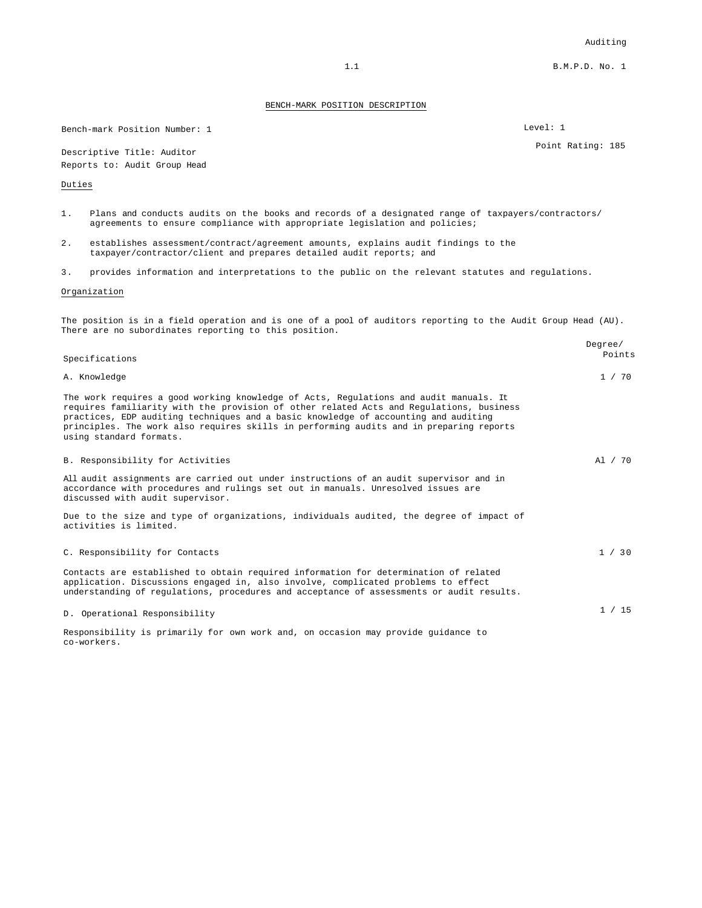BENCH-MARK POSITION DESCRIPTION

Bench-mark Position Number: 1

Level: 1

Point Rating: 185

Descriptive Title: Auditor

Reports to: Audit Group Head

## Duties

1. Plans and conducts audits on the books and records of a designated range of taxpayers/contractors/ agreements to ensure compliance with appropriate legislation and policies;
2. establishes assessment/contract/agreement amounts, explains audit findings to the taxpayer/contractor/client and prepares detailed audit reports; and
3. provides information and interpretations to the public on the relevant statutes and regulations.

## Organization

The position is in a field operation and is one of a pool of auditors reporting to the Audit Group Head (AU). There are no subordinates reporting to this position.

| Specifications | Degree/ Points |
|---|---|
| A. Knowledge | 1 / 70 |

The work requires a good working knowledge of Acts, Regulations and audit manuals. It requires familiarity with the provision of other related Acts and Regulations, business practices, EDP auditing techniques and a basic knowledge of accounting and auditing principles. The work also requires skills in performing audits and in preparing reports using standard formats.

| | |
|---|---|
| B. Responsibility for Activities | Al / 70 |

All audit assignments are carried out under instructions of an audit supervisor and in accordance with procedures and rulings set out in manuals. Unresolved issues are discussed with audit supervisor.

Due to the size and type of organizations, individuals audited, the degree of impact of activities is limited.

| | |
|---|---|
| C. Responsibility for Contacts | 1 / 30 |

Contacts are established to obtain required information for determination of related application. Discussions engaged in, also involve, complicated problems to effect understanding of regulations, procedures and acceptance of assessments or audit results.

| | |
|---|---|
| D. Operational Responsibility | 1 / 15 |

Responsibility is primarily for own work and, on occasion may provide guidance to co-workers.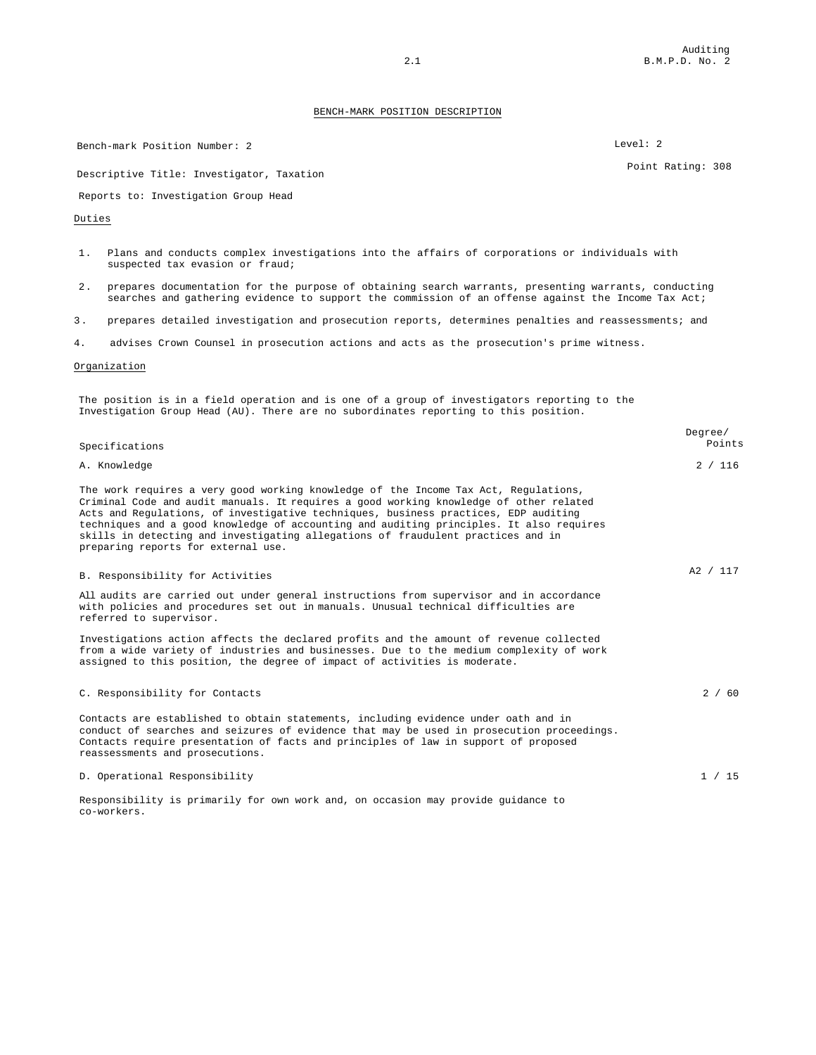## BENCH-MARK POSITION DESCRIPTION

Bench-mark Position Number: 2

Level: 2

Descriptive Title: Investigator, Taxation

Point Rating: 308

Reports to: Investigation Group Head

### Duties

1. Plans and conducts complex investigations into the affairs of corporations or individuals with suspected tax evasion or fraud;
2. prepares documentation for the purpose of obtaining search warrants, presenting warrants, conducting searches and gathering evidence to support the commission of an offense against the Income Tax Act;
3. prepares detailed investigation and prosecution reports, determines penalties and reassessments; and
4. advises Crown Counsel in prosecution actions and acts as the prosecution's prime witness.

### Organization

The position is in a field operation and is one of a group of investigators reporting to the Investigation Group Head (AU). There are no subordinates reporting to this position.

| Specifications | Degree/ Points |
|---|---|
| A. Knowledge | 2 / 116 |

The work requires a very good working knowledge of the Income Tax Act, Regulations, Criminal Code and audit manuals. It requires a good working knowledge of other related Acts and Regulations, of investigative techniques, business practices, EDP auditing techniques and a good knowledge of accounting and auditing principles. It also requires skills in detecting and investigating allegations of fraudulent practices and in preparing reports for external use.

| | |
|---|---|
| B. Responsibility for Activities | A2 / 117 |

All audits are carried out under general instructions from supervisor and in accordance with policies and procedures set out in manuals. Unusual technical difficulties are referred to supervisor.

Investigations action affects the declared profits and the amount of revenue collected from a wide variety of industries and businesses. Due to the medium complexity of work assigned to this position, the degree of impact of activities is moderate.

| | |
|---|---|
| C. Responsibility for Contacts | 2 / 60 |

Contacts are established to obtain statements, including evidence under oath and in conduct of searches and seizures of evidence that may be used in prosecution proceedings. Contacts require presentation of facts and principles of law in support of proposed reassessments and prosecutions.

| | |
|---|---|
| D. Operational Responsibility | 1 / 15 |

Responsibility is primarily for own work and, on occasion may provide guidance to co-workers.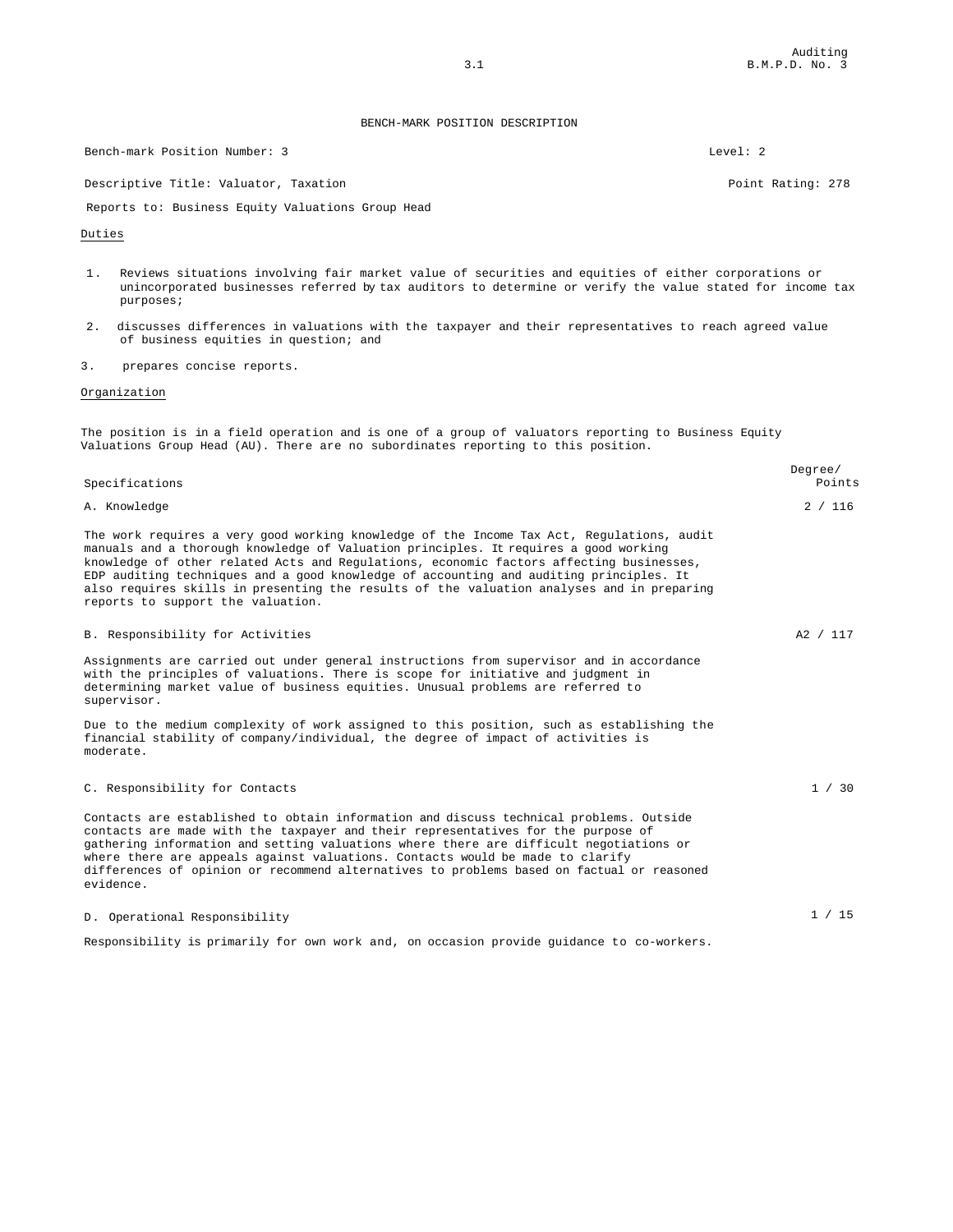## BENCH-MARK POSITION DESCRIPTION

| | |
|---|---|
| Bench-mark Position Number: 3 | Level: 2 |
| Descriptive Title: Valuator, Taxation | Point Rating: 278 |

Reports to: Business Equity Valuations Group Head

### Duties

1. Reviews situations involving fair market value of securities and equities of either corporations or unincorporated businesses referred by tax auditors to determine or verify the value stated for income tax purposes;
2. discusses differences in valuations with the taxpayer and their representatives to reach agreed value of business equities in question; and
3. prepares concise reports.

### Organization

The position is in a field operation and is one of a group of valuators reporting to Business Equity Valuations Group Head (AU). There are no subordinates reporting to this position.

| Specifications | Degree/ Points |
|---|---|
| A. Knowledge | 2 / 116 |

The work requires a very good working knowledge of the Income Tax Act, Regulations, audit manuals and a thorough knowledge of Valuation principles. It requires a good working knowledge of other related Acts and Regulations, economic factors affecting businesses, EDP auditing techniques and a good knowledge of accounting and auditing principles. It also requires skills in presenting the results of the valuation analyses and in preparing reports to support the valuation.

| | |
|---|---|
| B. Responsibility for Activities | A2 / 117 |

Assignments are carried out under general instructions from supervisor and in accordance with the principles of valuations. There is scope for initiative and judgment in determining market value of business equities. Unusual problems are referred to supervisor.

Due to the medium complexity of work assigned to this position, such as establishing the financial stability of company/individual, the degree of impact of activities is moderate.

| | |
|---|---|
| C. Responsibility for Contacts | 1 / 30 |

Contacts are established to obtain information and discuss technical problems. Outside contacts are made with the taxpayer and their representatives for the purpose of gathering information and setting valuations where there are difficult negotiations or where there are appeals against valuations. Contacts would be made to clarify differences of opinion or recommend alternatives to problems based on factual or reasoned evidence.

| | |
|---|---|
| D. Operational Responsibility | 1 / 15 |

Responsibility is primarily for own work and, on occasion provide guidance to co-workers.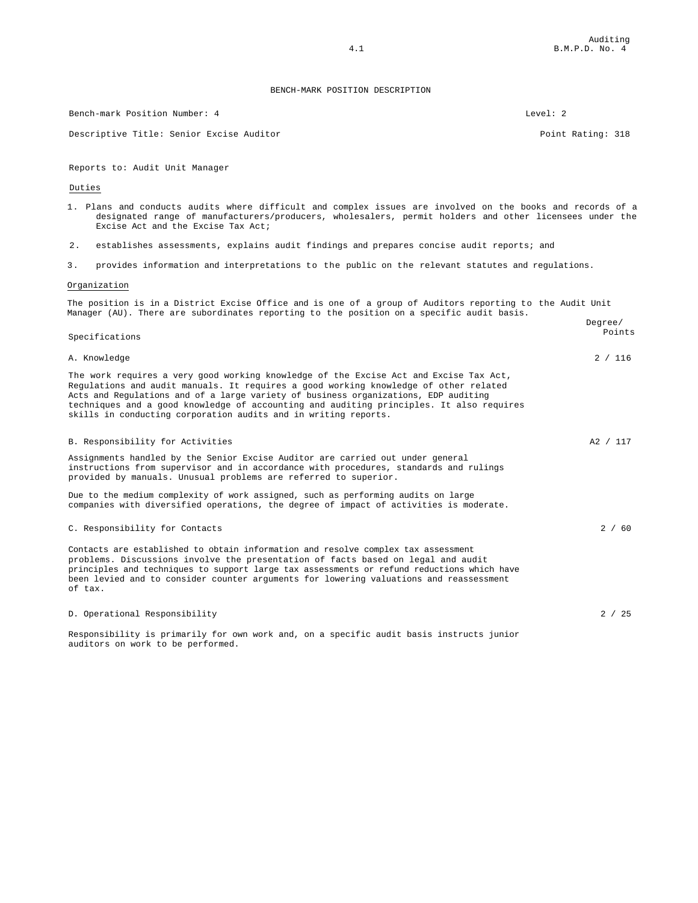## BENCH-MARK POSITION DESCRIPTION

Bench-mark Position Number: 4 | Level: 2

Descriptive Title: Senior Excise Auditor | Point Rating: 318

Reports to: Audit Unit Manager

### Duties

1. Plans and conducts audits where difficult and complex issues are involved on the books and records of a designated range of manufacturers/producers, wholesalers, permit holders and other licensees under the Excise Act and the Excise Tax Act;
2. establishes assessments, explains audit findings and prepares concise audit reports; and
3. provides information and interpretations to the public on the relevant statutes and regulations.

### Organization

The position is in a District Excise Office and is one of a group of Auditors reporting to the Audit Unit Manager (AU). There are subordinates reporting to the position on a specific audit basis.

| Specifications | Degree/ Points |
| --- | --- |
| A. Knowledge | 2 / 116 |

The work requires a very good working knowledge of the Excise Act and Excise Tax Act, Regulations and audit manuals. It requires a good working knowledge of other related Acts and Regulations and of a large variety of business organizations, EDP auditing techniques and a good knowledge of accounting and auditing principles. It also requires skills in conducting corporation audits and in writing reports.

| | |
| --- | --- |
| B. Responsibility for Activities | A2 / 117 |

Assignments handled by the Senior Excise Auditor are carried out under general instructions from supervisor and in accordance with procedures, standards and rulings provided by manuals. Unusual problems are referred to superior.

Due to the medium complexity of work assigned, such as performing audits on large companies with diversified operations, the degree of impact of activities is moderate.

| | |
| --- | --- |
| C. Responsibility for Contacts | 2 / 60 |

Contacts are established to obtain information and resolve complex tax assessment problems. Discussions involve the presentation of facts based on legal and audit principles and techniques to support large tax assessments or refund reductions which have been levied and to consider counter arguments for lowering valuations and reassessment of tax.

| | |
| --- | --- |
| D. Operational Responsibility | 2 / 25 |

Responsibility is primarily for own work and, on a specific audit basis instructs junior auditors on work to be performed.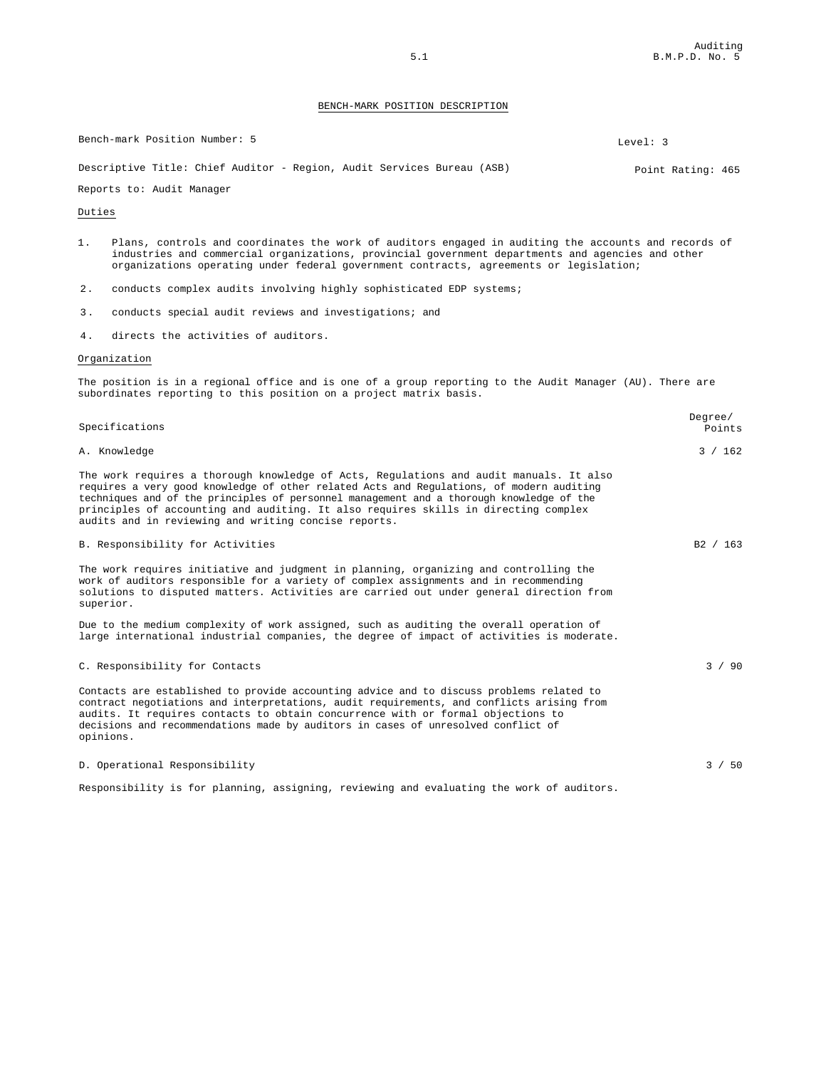## BENCH-MARK POSITION DESCRIPTION

Bench-mark Position Number: 5 | Level: 3

Descriptive Title: Chief Auditor - Region, Audit Services Bureau (ASB) | Point Rating: 465

Reports to: Audit Manager

### Duties

1. Plans, controls and coordinates the work of auditors engaged in auditing the accounts and records of industries and commercial organizations, provincial government departments and agencies and other organizations operating under federal government contracts, agreements or legislation;
2. conducts complex audits involving highly sophisticated EDP systems;
3. conducts special audit reviews and investigations; and
4. directs the activities of auditors.

### Organization

The position is in a regional office and is one of a group reporting to the Audit Manager (AU). There are subordinates reporting to this position on a project matrix basis.

| Specifications | Degree/ Points |
| --- | --- |
| A. Knowledge | 3 / 162 |

The work requires a thorough knowledge of Acts, Regulations and audit manuals. It also requires a very good knowledge of other related Acts and Regulations, of modern auditing techniques and of the principles of personnel management and a thorough knowledge of the principles of accounting and auditing. It also requires skills in directing complex audits and in reviewing and writing concise reports.

| | |
| --- | --- |
| B. Responsibility for Activities | B2 / 163 |

The work requires initiative and judgment in planning, organizing and controlling the work of auditors responsible for a variety of complex assignments and in recommending solutions to disputed matters. Activities are carried out under general direction from superior.

Due to the medium complexity of work assigned, such as auditing the overall operation of large international industrial companies, the degree of impact of activities is moderate.

| | |
| --- | --- |
| C. Responsibility for Contacts | 3 / 90 |

Contacts are established to provide accounting advice and to discuss problems related to contract negotiations and interpretations, audit requirements, and conflicts arising from audits. It requires contacts to obtain concurrence with or formal objections to decisions and recommendations made by auditors in cases of unresolved conflict of opinions.

| | |
| --- | --- |
| D. Operational Responsibility | 3 / 50 |

Responsibility is for planning, assigning, reviewing and evaluating the work of auditors.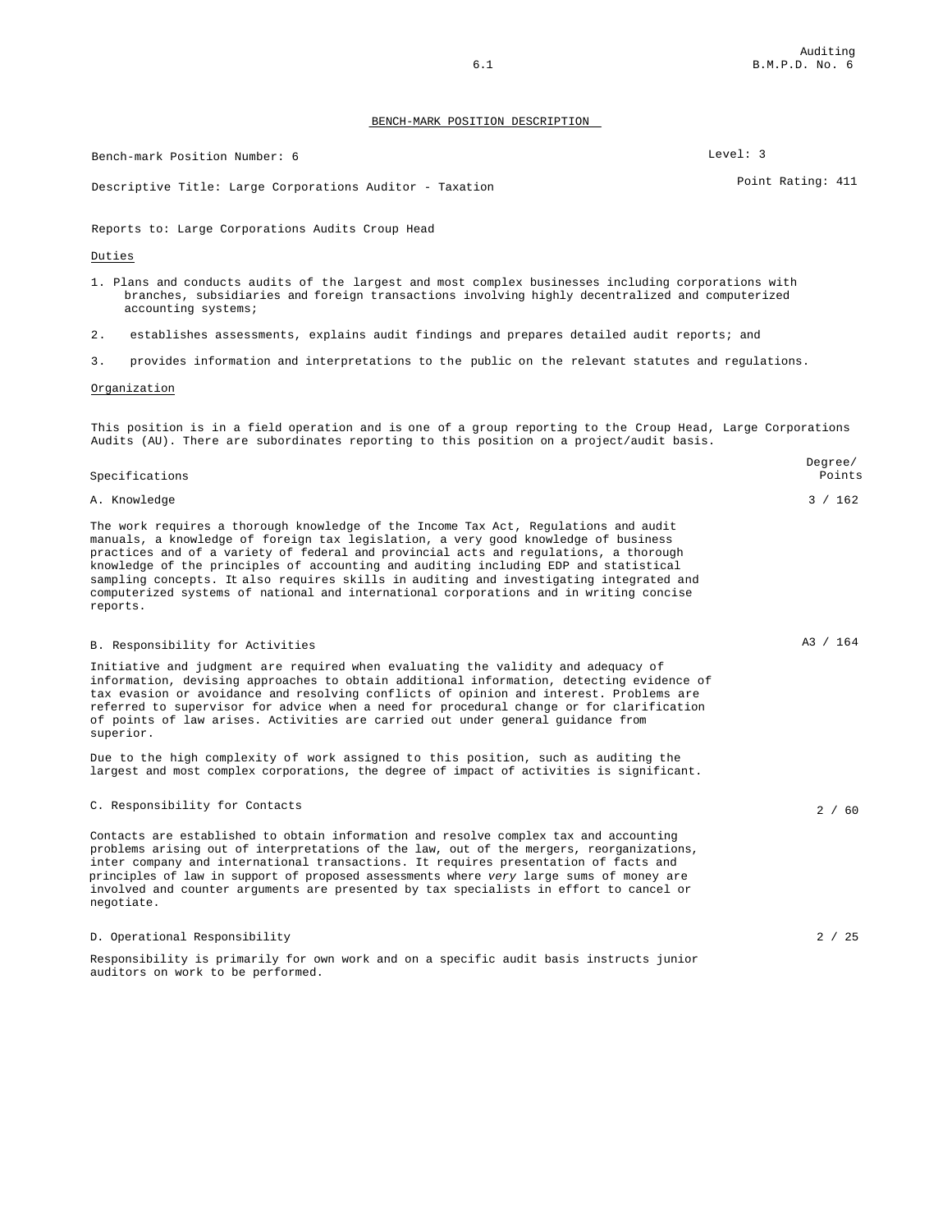## BENCH-MARK POSITION DESCRIPTION

Bench-mark Position Number: 6

Level: 3

Descriptive Title: Large Corporations Auditor - Taxation

Point Rating: 411

Reports to: Large Corporations Audits Croup Head

### Duties

1. Plans and conducts audits of the largest and most complex businesses including corporations with branches, subsidiaries and foreign transactions involving highly decentralized and computerized accounting systems;
2. establishes assessments, explains audit findings and prepares detailed audit reports; and
3. provides information and interpretations to the public on the relevant statutes and regulations.

### Organization

This position is in a field operation and is one of a group reporting to the Croup Head, Large Corporations Audits (AU). There are subordinates reporting to this position on a project/audit basis.

| Specifications | Degree/ Points |
|---|---|
| A. Knowledge | 3 / 162 |

The work requires a thorough knowledge of the Income Tax Act, Regulations and audit manuals, a knowledge of foreign tax legislation, a very good knowledge of business practices and of a variety of federal and provincial acts and regulations, a thorough knowledge of the principles of accounting and auditing including EDP and statistical sampling concepts. It also requires skills in auditing and investigating integrated and computerized systems of national and international corporations and in writing concise reports.

| | |
|---|---|
| B. Responsibility for Activities | A3 / 164 |

Initiative and judgment are required when evaluating the validity and adequacy of information, devising approaches to obtain additional information, detecting evidence of tax evasion or avoidance and resolving conflicts of opinion and interest. Problems are referred to supervisor for advice when a need for procedural change or for clarification of points of law arises. Activities are carried out under general guidance from superior.

Due to the high complexity of work assigned to this position, such as auditing the largest and most complex corporations, the degree of impact of activities is significant.

| | |
|---|---|
| C. Responsibility for Contacts | 2 / 60 |

Contacts are established to obtain information and resolve complex tax and accounting problems arising out of interpretations of the law, out of the mergers, reorganizations, inter company and international transactions. It requires presentation of facts and principles of law in support of proposed assessments where *very* large sums of money are involved and counter arguments are presented by tax specialists in effort to cancel or negotiate.

| | |
|---|---|
| D. Operational Responsibility | 2 / 25 |

Responsibility is primarily for own work and on a specific audit basis instructs junior auditors on work to be performed.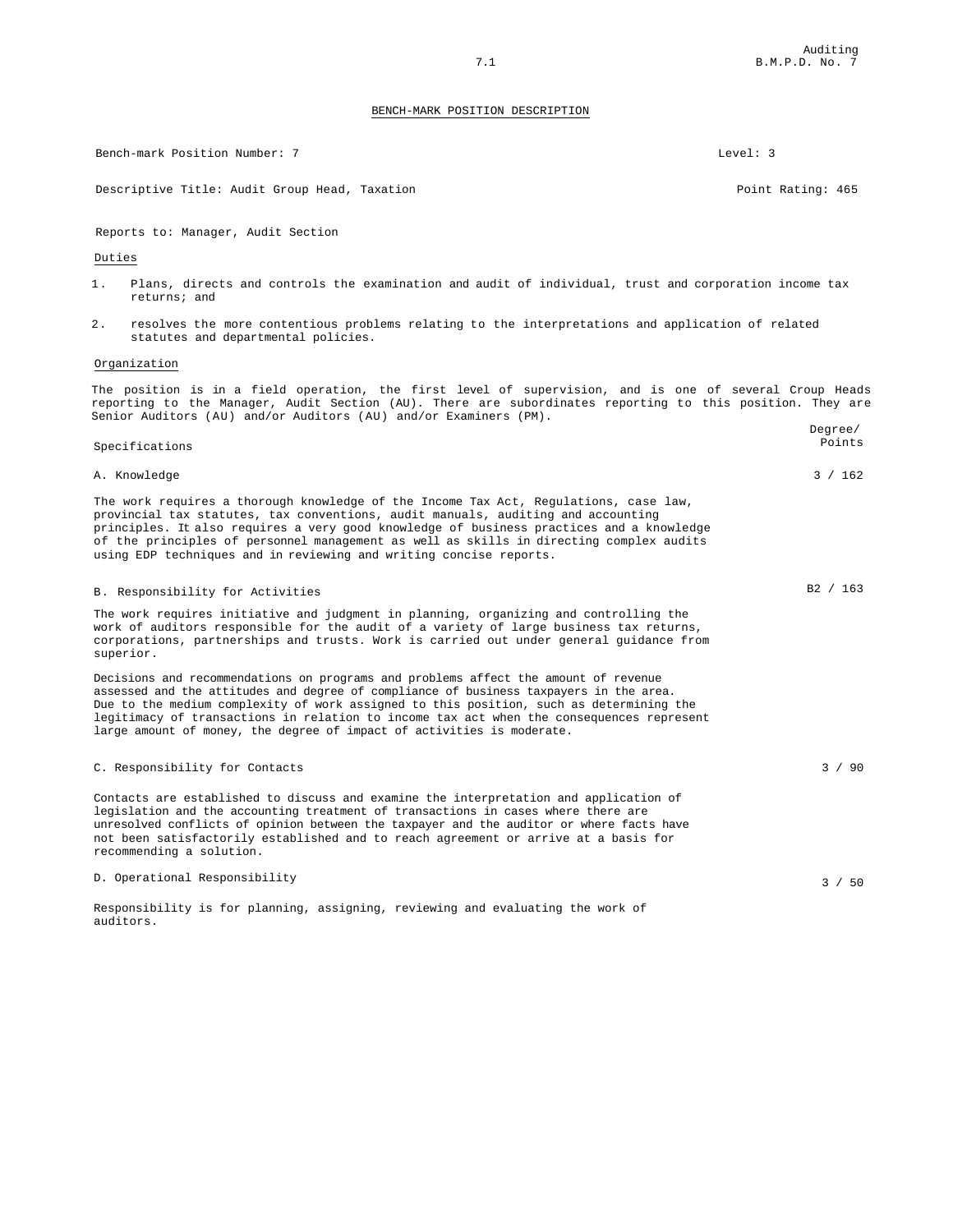## BENCH-MARK POSITION DESCRIPTION

Bench-mark Position Number: 7 — Level: 3

Descriptive Title: Audit Group Head, Taxation — Point Rating: 465

Reports to: Manager, Audit Section

### Duties

1. Plans, directs and controls the examination and audit of individual, trust and corporation income tax returns; and
2. resolves the more contentious problems relating to the interpretations and application of related statutes and departmental policies.

### Organization

The position is in a field operation, the first level of supervision, and is one of several Croup Heads reporting to the Manager, Audit Section (AU). There are subordinates reporting to this position. They are Senior Auditors (AU) and/or Auditors (AU) and/or Examiners (PM).

| Specifications | Degree/ Points |
|---|---|
| A. Knowledge | 3 / 162 |

The work requires a thorough knowledge of the Income Tax Act, Regulations, case law, provincial tax statutes, tax conventions, audit manuals, auditing and accounting principles. It also requires a very good knowledge of business practices and a knowledge of the principles of personnel management as well as skills in directing complex audits using EDP techniques and in reviewing and writing concise reports.

B. Responsibility for Activities — B2 / 163

The work requires initiative and judgment in planning, organizing and controlling the work of auditors responsible for the audit of a variety of large business tax returns, corporations, partnerships and trusts. Work is carried out under general guidance from superior.

Decisions and recommendations on programs and problems affect the amount of revenue assessed and the attitudes and degree of compliance of business taxpayers in the area. Due to the medium complexity of work assigned to this position, such as determining the legitimacy of transactions in relation to income tax act when the consequences represent large amount of money, the degree of impact of activities is moderate.

C. Responsibility for Contacts — 3 / 90

Contacts are established to discuss and examine the interpretation and application of legislation and the accounting treatment of transactions in cases where there are unresolved conflicts of opinion between the taxpayer and the auditor or where facts have not been satisfactorily established and to reach agreement or arrive at a basis for recommending a solution.

D. Operational Responsibility — 3 / 50

Responsibility is for planning, assigning, reviewing and evaluating the work of auditors.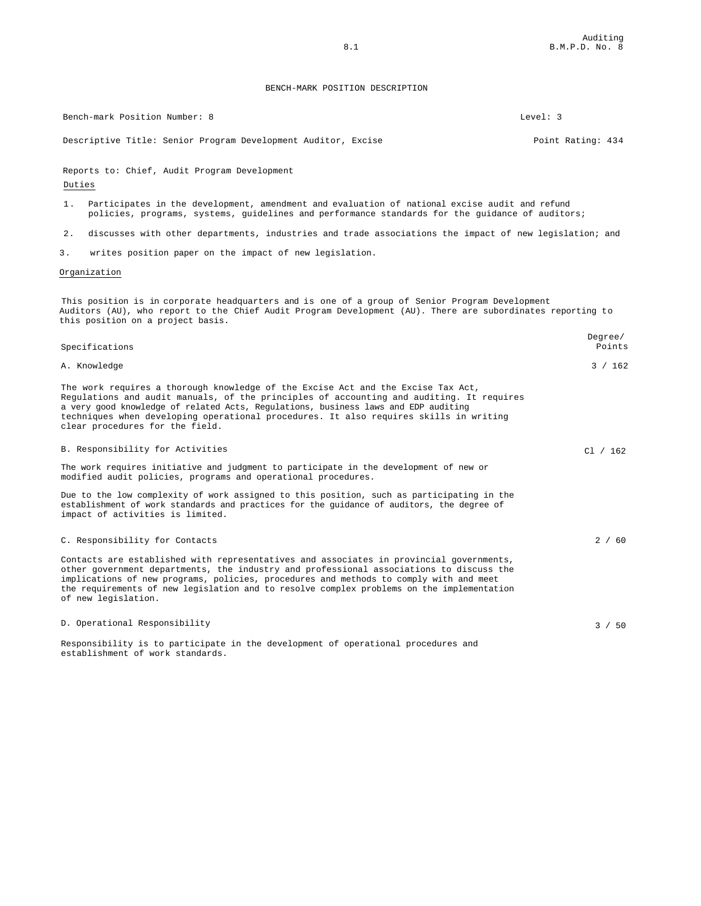# BENCH-MARK POSITION DESCRIPTION

| | |
|---|---|
| Bench-mark Position Number: 8 | Level: 3 |
| Descriptive Title: Senior Program Development Auditor, Excise | Point Rating: 434 |

Reports to: Chief, Audit Program Development

## Duties

1. Participates in the development, amendment and evaluation of national excise audit and refund policies, programs, systems, guidelines and performance standards for the guidance of auditors;
2. discusses with other departments, industries and trade associations the impact of new legislation; and
3. writes position paper on the impact of new legislation.

## Organization

This position is in corporate headquarters and is one of a group of Senior Program Development Auditors (AU), who report to the Chief Audit Program Development (AU). There are subordinates reporting to this position on a project basis.

| Specifications | Degree/ Points |
|---|---|
| A. Knowledge | 3 / 162 |

The work requires a thorough knowledge of the Excise Act and the Excise Tax Act, Regulations and audit manuals, of the principles of accounting and auditing. It requires a very good knowledge of related Acts, Regulations, business laws and EDP auditing techniques when developing operational procedures. It also requires skills in writing clear procedures for the field.

| | |
|---|---|
| B. Responsibility for Activities | Cl / 162 |

The work requires initiative and judgment to participate in the development of new or modified audit policies, programs and operational procedures.

Due to the low complexity of work assigned to this position, such as participating in the establishment of work standards and practices for the guidance of auditors, the degree of impact of activities is limited.

| | |
|---|---|
| C. Responsibility for Contacts | 2 / 60 |

Contacts are established with representatives and associates in provincial governments, other government departments, the industry and professional associations to discuss the implications of new programs, policies, procedures and methods to comply with and meet the requirements of new legislation and to resolve complex problems on the implementation of new legislation.

| | |
|---|---|
| D. Operational Responsibility | 3 / 50 |

Responsibility is to participate in the development of operational procedures and establishment of work standards.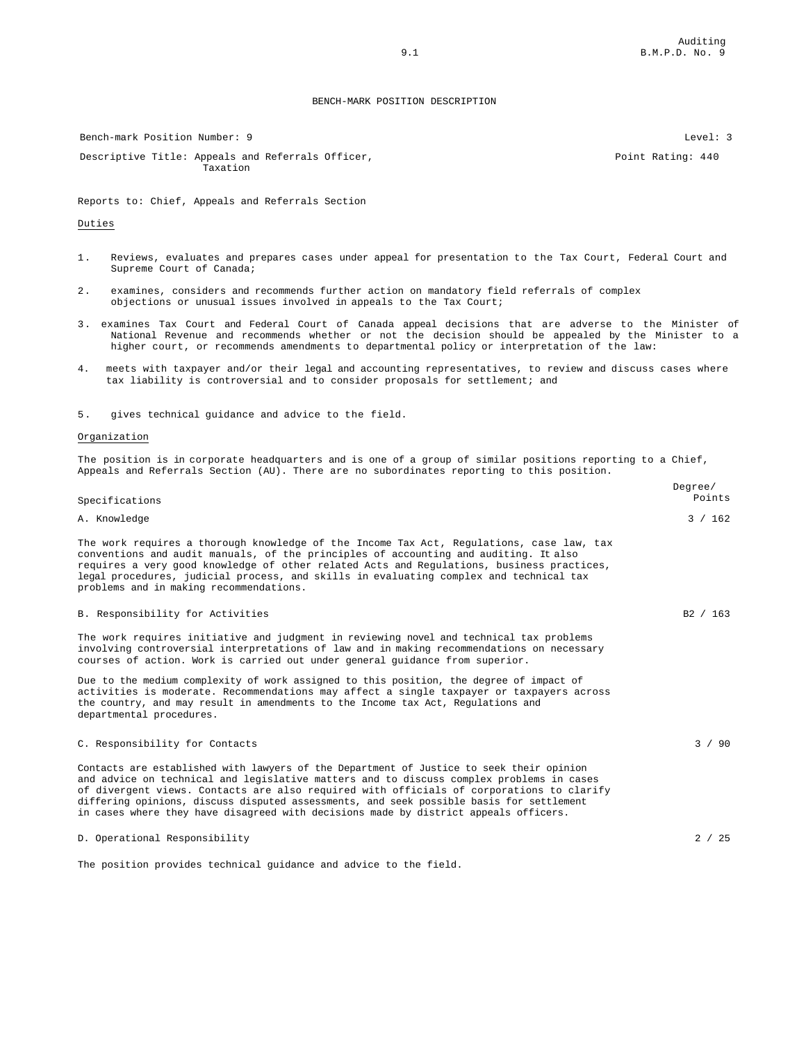## BENCH-MARK POSITION DESCRIPTION

Bench-mark Position Number: 9

Level: 3

Descriptive Title: Appeals and Referrals Officer, Taxation

Point Rating: 440

Reports to: Chief, Appeals and Referrals Section

### Duties

1. Reviews, evaluates and prepares cases under appeal for presentation to the Tax Court, Federal Court and Supreme Court of Canada;

2. examines, considers and recommends further action on mandatory field referrals of complex objections or unusual issues involved in appeals to the Tax Court;

3. examines Tax Court and Federal Court of Canada appeal decisions that are adverse to the Minister of National Revenue and recommends whether or not the decision should be appealed by the Minister to a higher court, or recommends amendments to departmental policy or interpretation of the law:

4. meets with taxpayer and/or their legal and accounting representatives, to review and discuss cases where tax liability is controversial and to consider proposals for settlement; and

5. gives technical guidance and advice to the field.

### Organization

The position is in corporate headquarters and is one of a group of similar positions reporting to a Chief, Appeals and Referrals Section (AU). There are no subordinates reporting to this position.

| Specifications | Degree/ Points |
|---|---|
| A. Knowledge | 3 / 162 |

The work requires a thorough knowledge of the Income Tax Act, Regulations, case law, tax conventions and audit manuals, of the principles of accounting and auditing. It also requires a very good knowledge of other related Acts and Regulations, business practices, legal procedures, judicial process, and skills in evaluating complex and technical tax problems and in making recommendations.

B. Responsibility for Activities — B2 / 163

The work requires initiative and judgment in reviewing novel and technical tax problems involving controversial interpretations of law and in making recommendations on necessary courses of action. Work is carried out under general guidance from superior.

Due to the medium complexity of work assigned to this position, the degree of impact of activities is moderate. Recommendations may affect a single taxpayer or taxpayers across the country, and may result in amendments to the Income tax Act, Regulations and departmental procedures.

C. Responsibility for Contacts — 3 / 90

Contacts are established with lawyers of the Department of Justice to seek their opinion and advice on technical and legislative matters and to discuss complex problems in cases of divergent views. Contacts are also required with officials of corporations to clarify differing opinions, discuss disputed assessments, and seek possible basis for settlement in cases where they have disagreed with decisions made by district appeals officers.

D. Operational Responsibility — 2 / 25

The position provides technical guidance and advice to the field.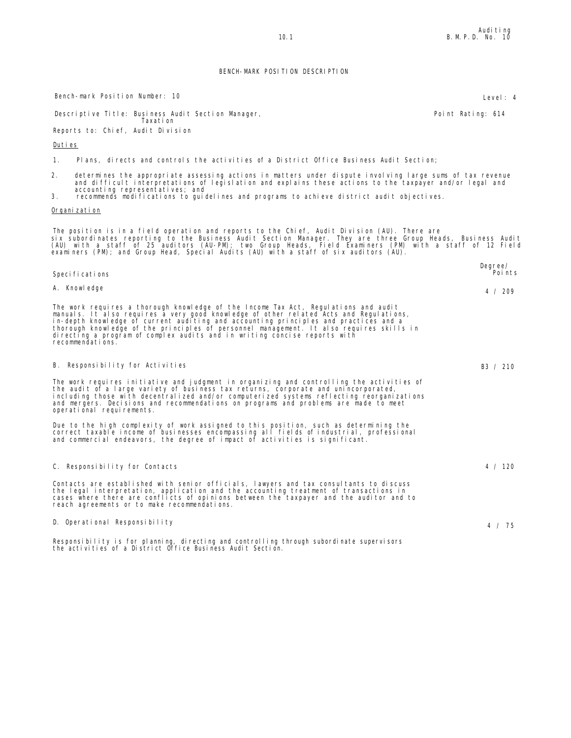# BENCH-MARK POSITION DESCRIPTION

Bench-mark Position Number: 10 — Level: 4

Descriptive Title: Business Audit Section Manager, Taxation — Point Rating: 614

Reports to: Chief, Audit Division

## Duties

1. Plans, directs and controls the activities of a District Office Business Audit Section;
2. determines the appropriate assessing actions in matters under dispute involving large sums of tax revenue and difficult interpretations of legislation and explains these actions to the taxpayer and/or legal and accounting representatives; and
3. recommends modifications to guidelines and programs to achieve district audit objectives.

## Organization

The position is in a field operation and reports to the Chief, Audit Division (AU). There are six subordinates reporting to the Business Audit Section Manager. They are three Group Heads, Business Audit (AU) with a staff of 25 auditors (AU-PM); two Group Heads, Field Examiners (PM) with a staff of 12 Field examiners (PM); and Group Head, Special Audits (AU) with a staff of six auditors (AU).

| Specifications | Degree/ Points |
|---|---|
| A. Knowledge | 4 / 209 |

The work requires a thorough knowledge of the Income Tax Act, Regulations and audit manuals. It also requires a very good knowledge of other related Acts and Regulations, in-depth knowledge of current auditing and accounting principles and practices and a thorough knowledge of the principles of personnel management. It also requires skills in directing a program of complex audits and in writing concise reports with recommendations.

| | |
|---|---|
| B. Responsibility for Activities | B3 / 210 |

The work requires initiative and judgment in organizing and controlling the activities of the audit of a large variety of business tax returns, corporate and unincorporated, including those with decentralized and/or computerized systems reflecting reorganizations and mergers. Decisions and recommendations on programs and problems are made to meet operational requirements.

Due to the high complexity of work assigned to this position, such as determining the correct taxable income of businesses encompassing all fields of industrial, professional and commercial endeavors, the degree of impact of activities is significant.

| | |
|---|---|
| C. Responsibility for Contacts | 4 / 120 |

Contacts are established with senior officials, lawyers and tax consultants to discuss the legal interpretation, application and the accounting treatment of transactions in cases where there are conflicts of opinions between the taxpayer and the auditor and to reach agreements or to make recommendations.

| | |
|---|---|
| D. Operational Responsibility | 4 / 75 |

Responsibility is for planning, directing and controlling through subordinate supervisors the activities of a District Office Business Audit Section.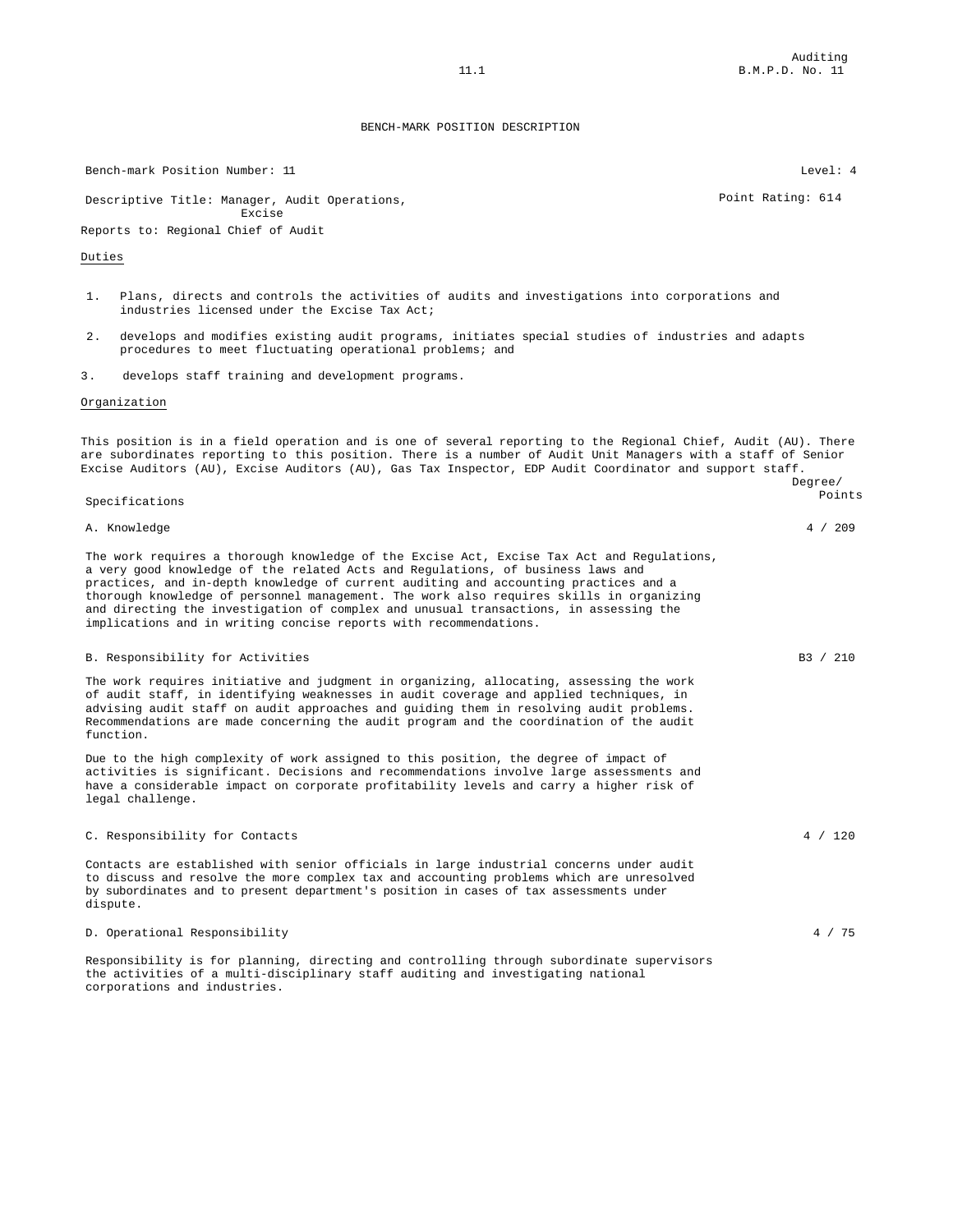# BENCH-MARK POSITION DESCRIPTION

Bench-mark Position Number: 11 | Level: 4

Descriptive Title: Manager, Audit Operations, Excise | Point Rating: 614

Reports to: Regional Chief of Audit

## Duties

1. Plans, directs and controls the activities of audits and investigations into corporations and industries licensed under the Excise Tax Act;
2. develops and modifies existing audit programs, initiates special studies of industries and adapts procedures to meet fluctuating operational problems; and
3. develops staff training and development programs.

## Organization

This position is in a field operation and is one of several reporting to the Regional Chief, Audit (AU). There are subordinates reporting to this position. There is a number of Audit Unit Managers with a staff of Senior Excise Auditors (AU), Excise Auditors (AU), Gas Tax Inspector, EDP Audit Coordinator and support staff.

| Specifications | Degree/ Points |
|---|---|
| A. Knowledge | 4 / 209 |

The work requires a thorough knowledge of the Excise Act, Excise Tax Act and Regulations, a very good knowledge of the related Acts and Regulations, of business laws and practices, and in-depth knowledge of current auditing and accounting practices and a thorough knowledge of personnel management. The work also requires skills in organizing and directing the investigation of complex and unusual transactions, in assessing the implications and in writing concise reports with recommendations.

| | |
|---|---|
| B. Responsibility for Activities | B3 / 210 |

The work requires initiative and judgment in organizing, allocating, assessing the work of audit staff, in identifying weaknesses in audit coverage and applied techniques, in advising audit staff on audit approaches and guiding them in resolving audit problems. Recommendations are made concerning the audit program and the coordination of the audit function.

Due to the high complexity of work assigned to this position, the degree of impact of activities is significant. Decisions and recommendations involve large assessments and have a considerable impact on corporate profitability levels and carry a higher risk of legal challenge.

| | |
|---|---|
| C. Responsibility for Contacts | 4 / 120 |

Contacts are established with senior officials in large industrial concerns under audit to discuss and resolve the more complex tax and accounting problems which are unresolved by subordinates and to present department's position in cases of tax assessments under dispute.

| | |
|---|---|
| D. Operational Responsibility | 4 / 75 |

Responsibility is for planning, directing and controlling through subordinate supervisors the activities of a multi-disciplinary staff auditing and investigating national corporations and industries.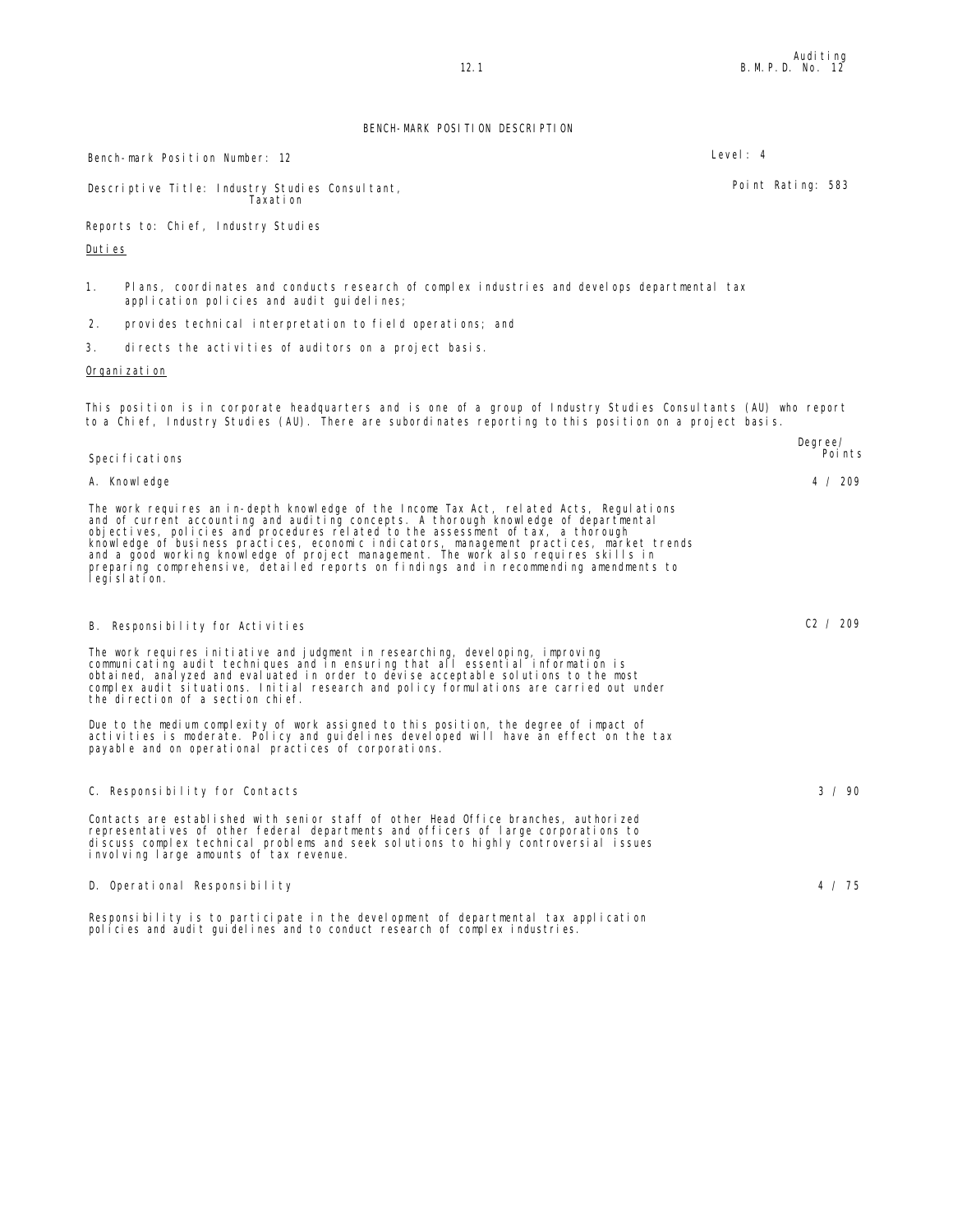# BENCH-MARK POSITION DESCRIPTION

Bench-mark Position Number: 12 — Level: 4

Descriptive Title: Industry Studies Consultant, Taxation — Point Rating: 583

Reports to: Chief, Industry Studies

## Duties

1. Plans, coordinates and conducts research of complex industries and develops departmental tax application policies and audit guidelines;
2. provides technical interpretation to field operations; and
3. directs the activities of auditors on a project basis.

## Organization

This position is in corporate headquarters and is one of a group of Industry Studies Consultants (AU) who report to a Chief, Industry Studies (AU). There are subordinates reporting to this position on a project basis.

## Specifications

| Specifications | Degree/ Points |
|---|---|
| A. Knowledge | 4 / 209 |

The work requires an in-depth knowledge of the Income Tax Act, related Acts, Regulations and of current accounting and auditing concepts. A thorough knowledge of departmental objectives, policies and procedures related to the assessment of tax, a thorough knowledge of business practices, economic indicators, management practices, market trends and a good working knowledge of project management. The work also requires skills in preparing comprehensive, detailed reports on findings and in recommending amendments to legislation.

| Specifications | Degree/ Points |
|---|---|
| B. Responsibility for Activities | C2 / 209 |

The work requires initiative and judgment in researching, developing, improving communicating audit techniques and in ensuring that all essential information is obtained, analyzed and evaluated in order to devise acceptable solutions to the most complex audit situations. Initial research and policy formulations are carried out under the direction of a section chief.

Due to the medium complexity of work assigned to this position, the degree of impact of activities is moderate. Policy and guidelines developed will have an effect on the tax payable and on operational practices of corporations.

| Specifications | Degree/ Points |
|---|---|
| C. Responsibility for Contacts | 3 / 90 |

Contacts are established with senior staff of other Head Office branches, authorized representatives of other federal departments and officers of large corporations to discuss complex technical problems and seek solutions to highly controversial issues involving large amounts of tax revenue.

| Specifications | Degree/ Points |
|---|---|
| D. Operational Responsibility | 4 / 75 |

Responsibility is to participate in the development of departmental tax application policies and audit guidelines and to conduct research of complex industries.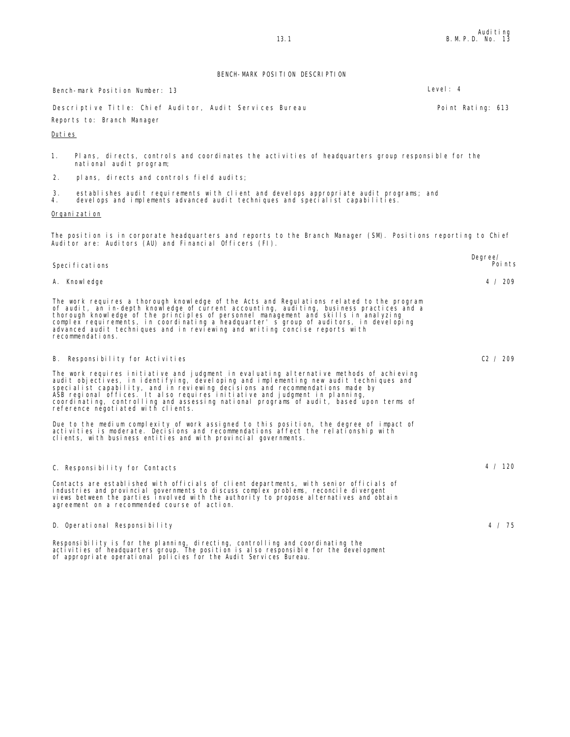# BENCH-MARK POSITION DESCRIPTION

Bench-mark Position Number: 13 | Level: 4

Descriptive Title: Chief Auditor, Audit Services Bureau | Point Rating: 613

Reports to: Branch Manager

## Duties

1. Plans, directs, controls and coordinates the activities of headquarters group responsible for the national audit program;
2. plans, directs and controls field audits;
3. establishes audit requirements with client and develops appropriate audit programs; and
4. develops and implements advanced audit techniques and specialist capabilities.

## Organization

The position is in corporate headquarters and reports to the Branch Manager (SM). Positions reporting to Chief Auditor are: Auditors (AU) and Financial Officers (FI).

| Specifications | Degree/ Points |
|---|---|
| A. Knowledge | 4 / 209 |

The work requires a thorough knowledge of the Acts and Regulations related to the program of audit, an in-depth knowledge of current accounting, auditing, business practices and a thorough knowledge of the principles of personnel management and skills in analyzing complex requirements, in coordinating a headquarter's group of auditors, in developing advanced audit techniques and in reviewing and writing concise reports with recommendations.

**B. Responsibility for Activities** — C2 / 209

The work requires initiative and judgment in evaluating alternative methods of achieving audit objectives, in identifying, developing and implementing new audit techniques and specialist capability, and in reviewing decisions and recommendations made by ASB regional offices. It also requires initiative and judgment in planning, coordinating, controlling and assessing national programs of audit, based upon terms of reference negotiated with clients.

Due to the medium complexity of work assigned to this position, the degree of impact of activities is moderate. Decisions and recommendations affect the relationship with clients, with business entities and with provincial governments.

**C. Responsibility for Contacts** — 4 / 120

Contacts are established with officials of client departments, with senior officials of industries and provincial governments to discuss complex problems, reconcile divergent views between the parties involved with the authority to propose alternatives and obtain agreement on a recommended course of action.

**D. Operational Responsibility** — 4 / 75

Responsibility is for the planning, directing, controlling and coordinating the activities of headquarters group. The position is also responsible for the development of appropriate operational policies for the Audit Services Bureau.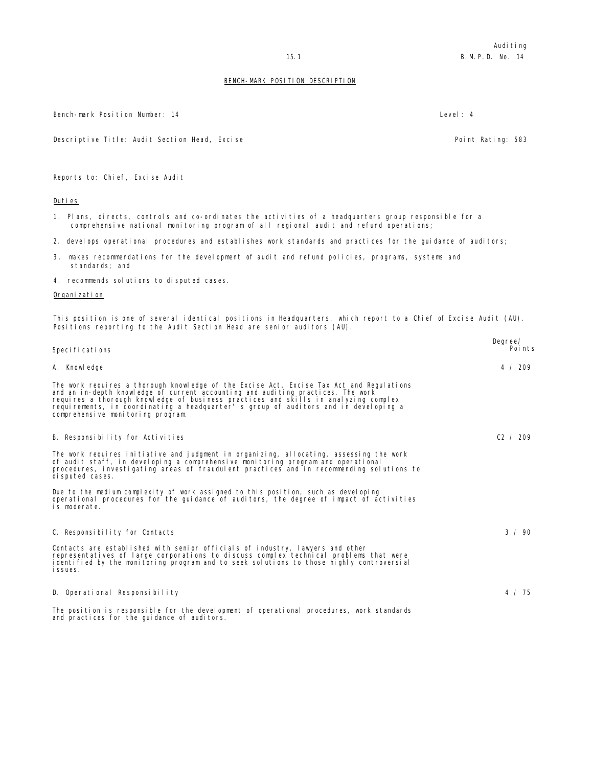## BENCH-MARK POSITION DESCRIPTION

Bench-mark Position Number: 14 | Level: 4

Descriptive Title: Audit Section Head, Excise | Point Rating: 583

Reports to: Chief, Excise Audit

**Duties**

1. Plans, directs, controls and co-ordinates the activities of a headquarters group responsible for a comprehensive national monitoring program of all regional audit and refund operations;
2. develops operational procedures and establishes work standards and practices for the guidance of auditors;
3. makes recommendations for the development of audit and refund policies, programs, systems and standards; and
4. recommends solutions to disputed cases.

**Organization**

This position is one of several identical positions in Headquarters, which report to a Chief of Excise Audit (AU). Positions reporting to the Audit Section Head are senior auditors (AU).

| Specifications | Degree/ Points |
|---|---|
| A. Knowledge | 4 / 209 |

The work requires a thorough knowledge of the Excise Act, Excise Tax Act and Regulations and an in-depth knowledge of current accounting and auditing practices. The work requires a thorough knowledge of business practices and skills in analyzing complex requirements, in coordinating a headquarter's group of auditors and in developing a comprehensive monitoring program.

B. Responsibility for Activities — C2 / 209

The work requires initiative and judgment in organizing, allocating, assessing the work of audit staff, in developing a comprehensive monitoring program and operational procedures, investigating areas of fraudulent practices and in recommending solutions to disputed cases.

Due to the medium complexity of work assigned to this position, such as developing operational procedures for the guidance of auditors, the degree of impact of activities is moderate.

C. Responsibility for Contacts — 3 / 90

Contacts are established with senior officials of industry, lawyers and other representatives of large corporations to discuss complex technical problems that were identified by the monitoring program and to seek solutions to those highly controversial issues.

D. Operational Responsibility — 4 / 75

The position is responsible for the development of operational procedures, work standards and practices for the guidance of auditors.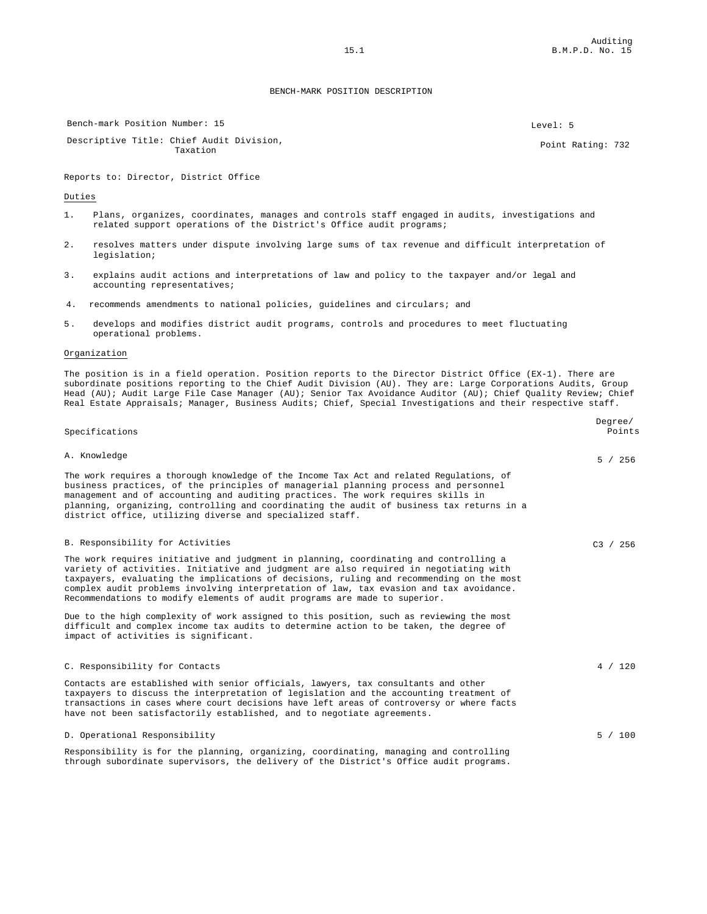# BENCH-MARK POSITION DESCRIPTION

Bench-mark Position Number: 15

Level: 5

Descriptive Title: Chief Audit Division, Taxation

Point Rating: 732

Reports to: Director, District Office

## Duties

1. Plans, organizes, coordinates, manages and controls staff engaged in audits, investigations and related support operations of the District's Office audit programs;
2. resolves matters under dispute involving large sums of tax revenue and difficult interpretation of legislation;
3. explains audit actions and interpretations of law and policy to the taxpayer and/or legal and accounting representatives;
4. recommends amendments to national policies, guidelines and circulars; and
5. develops and modifies district audit programs, controls and procedures to meet fluctuating operational problems.

## Organization

The position is in a field operation. Position reports to the Director District Office (EX-1). There are subordinate positions reporting to the Chief Audit Division (AU). They are: Large Corporations Audits, Group Head (AU); Audit Large File Case Manager (AU); Senior Tax Avoidance Auditor (AU); Chief Quality Review; Chief Real Estate Appraisals; Manager, Business Audits; Chief, Special Investigations and their respective staff.

| Specifications | Degree/ Points |
|---|---|
| A. Knowledge | 5 / 256 |
| B. Responsibility for Activities | C3 / 256 |
| C. Responsibility for Contacts | 4 / 120 |
| D. Operational Responsibility | 5 / 100 |

### A. Knowledge — 5 / 256

The work requires a thorough knowledge of the Income Tax Act and related Regulations, of business practices, of the principles of managerial planning process and personnel management and of accounting and auditing practices. The work requires skills in planning, organizing, controlling and coordinating the audit of business tax returns in a district office, utilizing diverse and specialized staff.

### B. Responsibility for Activities — C3 / 256

The work requires initiative and judgment in planning, coordinating and controlling a variety of activities. Initiative and judgment are also required in negotiating with taxpayers, evaluating the implications of decisions, ruling and recommending on the most complex audit problems involving interpretation of law, tax evasion and tax avoidance. Recommendations to modify elements of audit programs are made to superior.

Due to the high complexity of work assigned to this position, such as reviewing the most difficult and complex income tax audits to determine action to be taken, the degree of impact of activities is significant.

### C. Responsibility for Contacts — 4 / 120

Contacts are established with senior officials, lawyers, tax consultants and other taxpayers to discuss the interpretation of legislation and the accounting treatment of transactions in cases where court decisions have left areas of controversy or where facts have not been satisfactorily established, and to negotiate agreements.

### D. Operational Responsibility — 5 / 100

Responsibility is for the planning, organizing, coordinating, managing and controlling through subordinate supervisors, the delivery of the District's Office audit programs.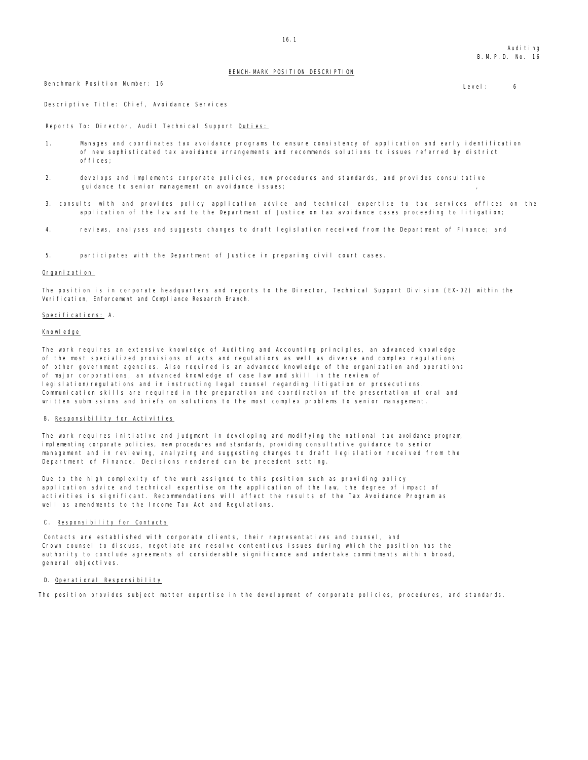Auditing
B.M.P.D. No. 16

## BENCH-MARK POSITION DESCRIPTION

Benchmark Position Number: 16

Level: 6

Descriptive Title: Chief, Avoidance Services

Reports To: Director, Audit Technical Support

Duties:

1. Manages and coordinates tax avoidance programs to ensure consistency of application and early identification of new sophisticated tax avoidance arrangements and recommends solutions to issues referred by district offices;
2. develops and implements corporate policies, new procedures and standards, and provides consultative guidance to senior management on avoidance issues;
3. consults with and provides policy application advice and technical expertise to tax services offices on the application of the law and to the Department of Justice on tax avoidance cases proceeding to litigation;
4. reviews, analyses and suggests changes to draft legislation received from the Department of Finance; and
5. participates with the Department of Justice in preparing civil court cases.

Organization:

The position is in corporate headquarters and reports to the Director, Technical Support Division (EX-02) within the Verification, Enforcement and Compliance Research Branch.

Specifications: A.

Knowledge

The work requires an extensive knowledge of Auditing and Accounting principles, an advanced knowledge of the most specialized provisions of acts and regulations as well as diverse and complex regulations of other government agencies. Also required is an advanced knowledge of the organization and operations of major corporations, an advanced knowledge of case law and skill in the review of legislation/regulations and in instructing legal counsel regarding litigation or prosecutions. Communication skills are required in the preparation and coordination of the presentation of oral and written submissions and briefs on solutions to the most complex problems to senior management.

B. Responsibility for Activities

The work requires initiative and judgment in developing and modifying the national tax avoidance program, implementing corporate policies, new procedures and standards, providing consultative guidance to senior management and in reviewing, analyzing and suggesting changes to draft legislation received from the Department of Finance. Decisions rendered can be precedent setting.

Due to the high complexity of the work assigned to this position such as providing policy application advice and technical expertise on the application of the law, the degree of impact of activities is significant. Recommendations will affect the results of the Tax Avoidance Program as well as amendments to the Income Tax Act and Regulations.

C. Responsibility for Contacts

Contacts are established with corporate clients, their representatives and counsel, and Crown counsel to discuss, negotiate and resolve contentious issues during which the position has the authority to conclude agreements of considerable significance and undertake commitments within broad, general objectives.

D. Operational Responsibility

The position provides subject matter expertise in the development of corporate policies, procedures, and standards.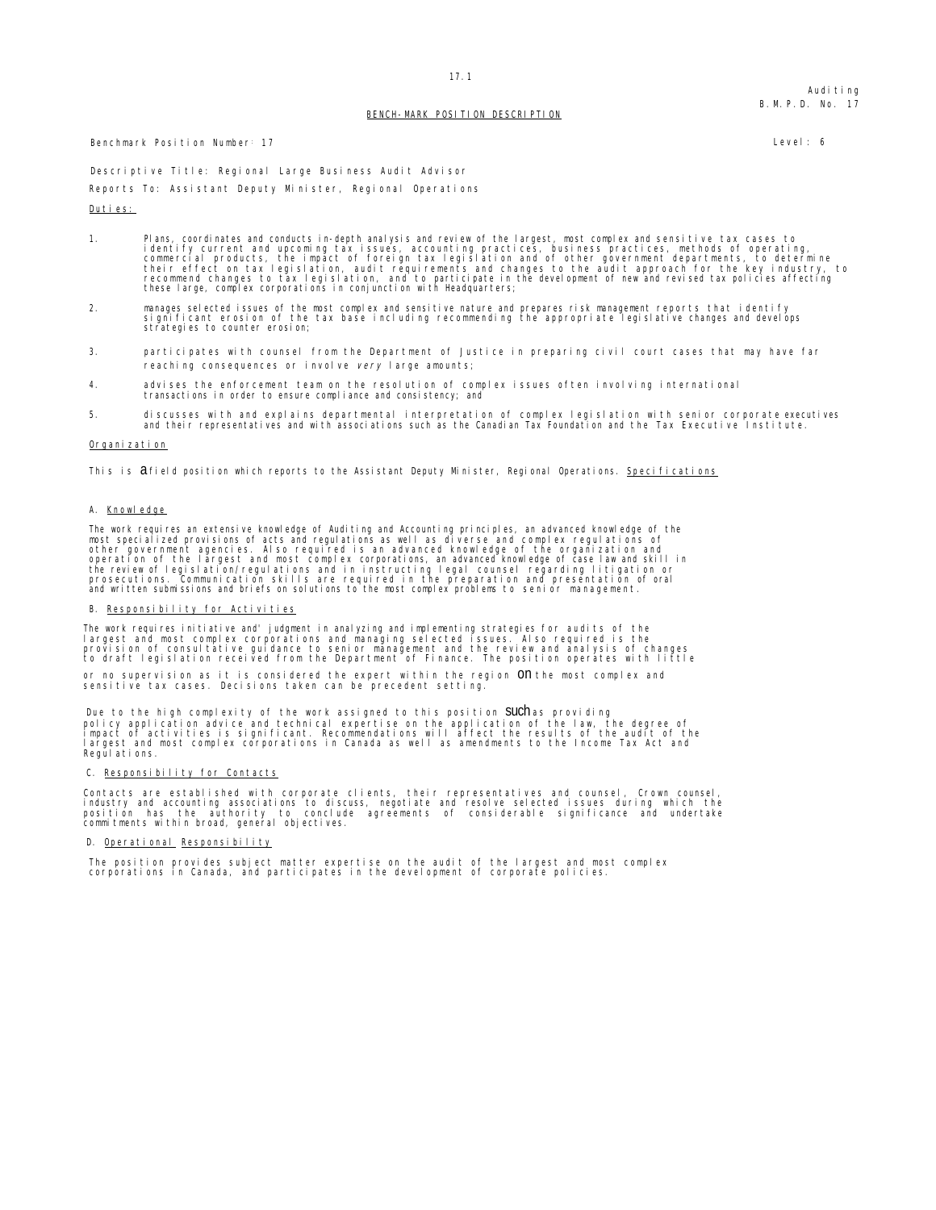Auditing
B.M.P.D. No. 17

BENCH-MARK POSITION DESCRIPTION

Benchmark Position Number: 17

Level: 6

Descriptive Title: Regional Large Business Audit Advisor

Reports To: Assistant Deputy Minister, Regional Operations

Duties:

1. Plans, coordinates and conducts in-depth analysis and review of the largest, most complex and sensitive tax cases to identify current and upcoming tax issues, accounting practices, business practices, methods of operating, commercial products, the impact of foreign tax legislation and of other government departments, to determine their effect on tax legislation, audit requirements and changes to the audit approach for the key industry, to recommend changes to tax legislation, and to participate in the development of new and revised tax policies affecting these large, complex corporations in conjunction with Headquarters;

2. manages selected issues of the most complex and sensitive nature and prepares risk management reports that identify significant erosion of the tax base including recommending the appropriate legislative changes and develops strategies to counter erosion;

3. participates with counsel from the Department of Justice in preparing civil court cases that may have far reaching consequences or involve *very* large amounts;

4. advises the enforcement team on the resolution of complex issues often involving international transactions in order to ensure compliance and consistency; and

5. discusses with and explains departmental interpretation of complex legislation with senior corporate executives and their representatives and with associations such as the Canadian Tax Foundation and the Tax Executive Institute.

Organization

This is a field position which reports to the Assistant Deputy Minister, Regional Operations.

Specifications

A. Knowledge

The work requires an extensive knowledge of Auditing and Accounting principles, an advanced knowledge of the most specialized provisions of acts and regulations as well as diverse and complex regulations of other government agencies. Also required is an advanced knowledge of the organization and operation of the largest and most complex corporations, an advanced knowledge of case law and skill in the review of legislation/regulations and in instructing legal counsel regarding litigation or prosecutions. Communication skills are required in the preparation and presentation of oral and written submissions and briefs on solutions to the most complex problems to senior management.

B. Responsibility for Activities

The work requires initiative and judgment in analyzing and implementing strategies for audits of the largest and most complex corporations and managing selected issues. Also required is the provision of consultative guidance to senior management and the review and analysis of changes to draft legislation received from the Department of Finance. The position operates with little or no supervision as it is considered the expert within the region on the most complex and sensitive tax cases. Decisions taken can be precedent setting.

Due to the high complexity of the work assigned to this position such as providing policy application advice and technical expertise on the application of the law, the degree of impact of activities is significant. Recommendations will affect the results of the audit of the largest and most complex corporations in Canada as well as amendments to the Income Tax Act and Regulations.

C. Responsibility for Contacts

Contacts are established with corporate clients, their representatives and counsel, Crown counsel, industry and accounting associations to discuss, negotiate and resolve selected issues during which the position has the authority to conclude agreements of considerable significance and undertake commitments within broad, general objectives.

D. Operational Responsibility

The position provides subject matter expertise on the audit of the largest and most complex corporations in Canada, and participates in the development of corporate policies.